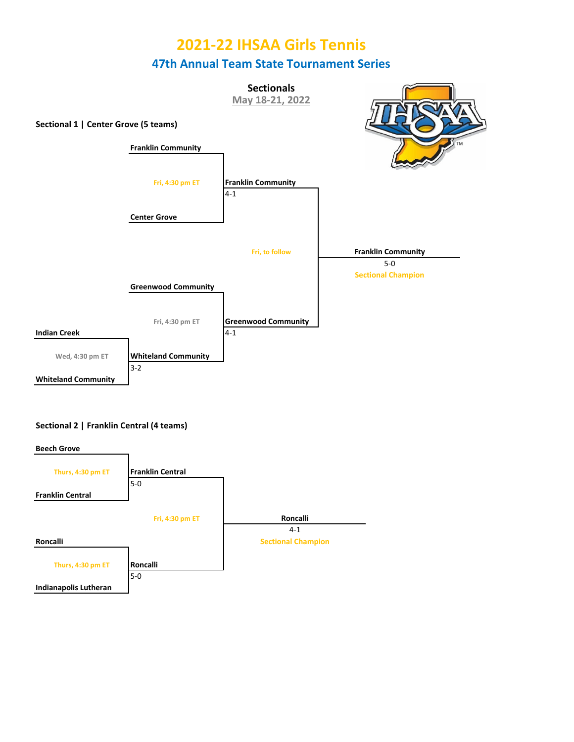# 2021-22 IHSAA Girls Tennis

## 47th Annual Team State Tournament Series

### Sectionals

May 18-21, 2022

**Sectional 1 | Center Grove (5 teams)**

**Franklin Community**

Fri, 4:30 pm ET

**Center Grove**

**Franklin Community**
4-1

Fri, to follow

**Franklin Community**
5-0
Sectional Champion

**Greenwood Community**

Fri, 4:30 pm ET

**Indian Creek**

Wed, 4:30 pm ET

**Whiteland Community**

**Whiteland Community**
3-2

**Greenwood Community**
4-1

**Sectional 2 | Franklin Central (4 teams)**

**Beech Grove**

Thurs, 4:30 pm ET

**Franklin Central**

**Franklin Central**
5-0

Fri, 4:30 pm ET

**Roncalli**
4-1
Sectional Champion

**Roncalli**

Thurs, 4:30 pm ET

**Indianapolis Lutheran**

**Roncalli**
5-0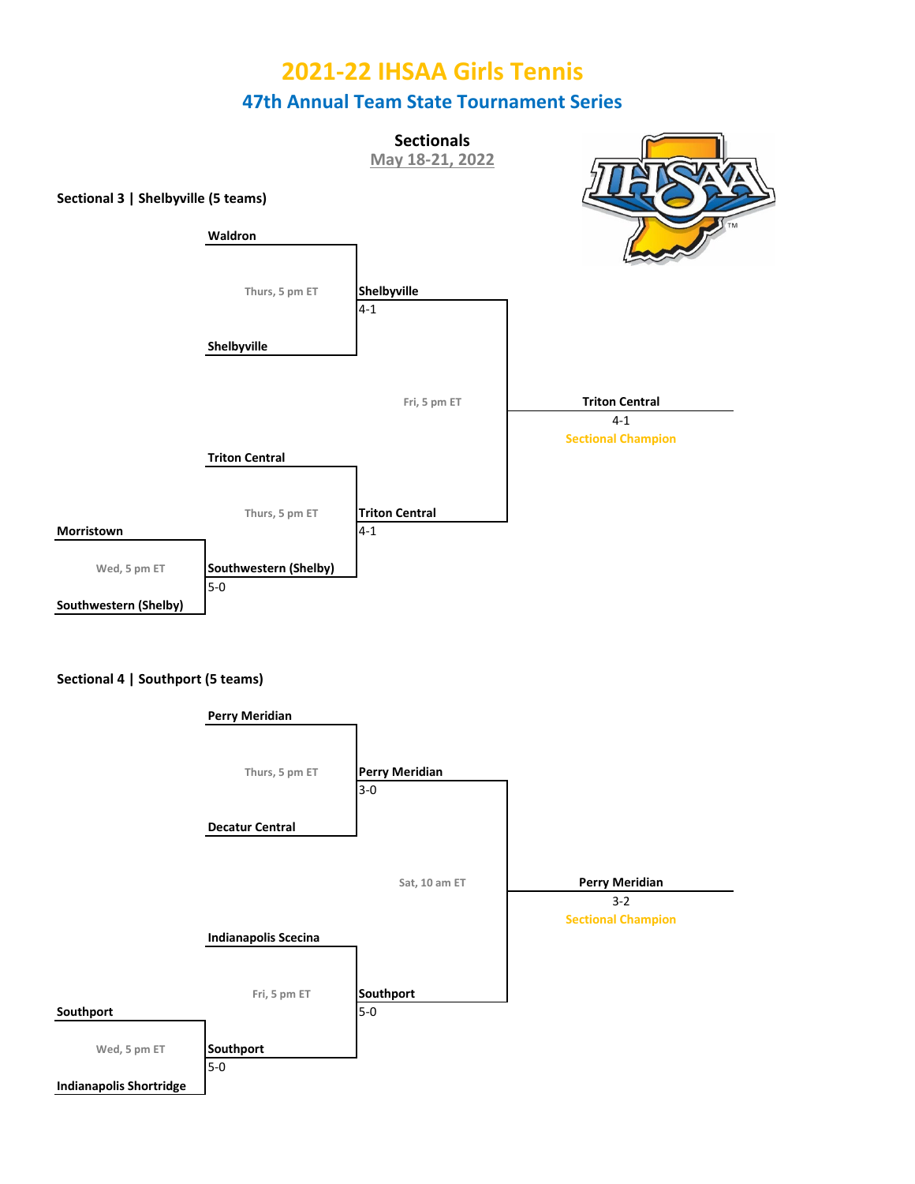# 2021-22 IHSAA Girls Tennis

## 47th Annual Team State Tournament Series

### Sectionals

May 18-21, 2022

**Sectional 3 | Shelbyville (5 teams)**

**Wed, 5 pm ET**
- Morristown vs. Southwestern (Shelby) — **Southwestern (Shelby)** 5-0

**Thurs, 5 pm ET**
- Waldron vs. Shelbyville — **Shelbyville** 4-1

**Thurs, 5 pm ET**
- Triton Central vs. Southwestern (Shelby) — **Triton Central** 4-1

**Fri, 5 pm ET**
- Shelbyville vs. Triton Central — **Triton Central** 4-1

**Triton Central**
4-1
Sectional Champion

**Sectional 4 | Southport (5 teams)**

**Wed, 5 pm ET**
- Southport vs. Indianapolis Shortridge — **Southport** 5-0

**Thurs, 5 pm ET**
- Perry Meridian vs. Decatur Central — **Perry Meridian** 3-0

**Fri, 5 pm ET**
- Indianapolis Scecina vs. Southport — **Southport** 5-0

**Sat, 10 am ET**
- Perry Meridian vs. Southport — **Perry Meridian** 3-2

**Perry Meridian**
3-2
Sectional Champion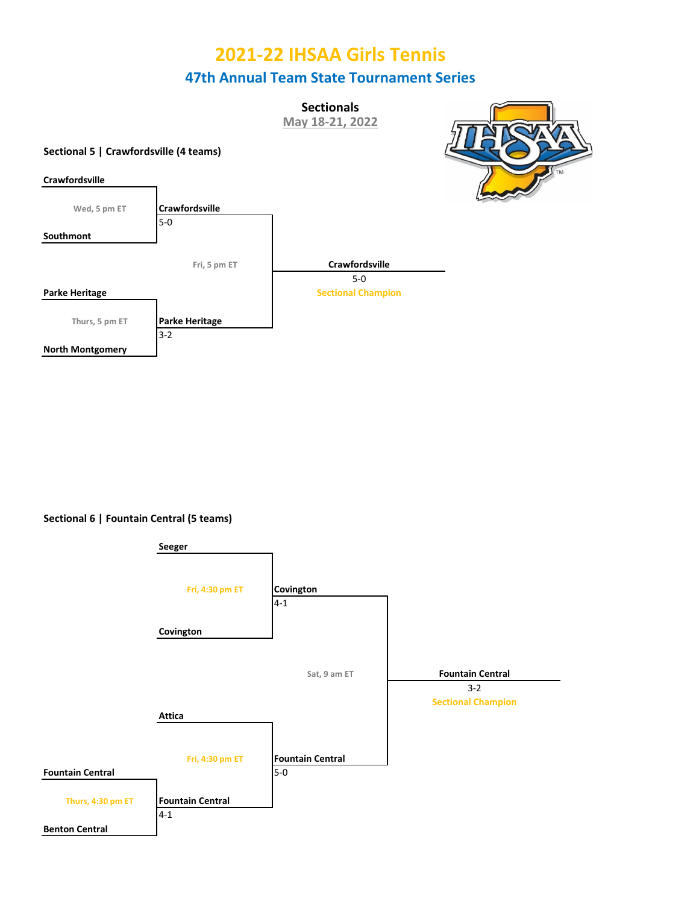# 2021-22 IHSAA Girls Tennis

## 47th Annual Team State Tournament Series

### Sectionals

May 18-21, 2022

### Sectional 5 | Crawfordsville (4 teams)

**First Round**

- Crawfordsville vs. Southmont (Wed, 5 pm ET) — **Crawfordsville** 5-0
- Parke Heritage vs. North Montgomery (Thurs, 5 pm ET) — **Parke Heritage** 3-2

**Final (Fri, 5 pm ET)**

- Crawfordsville vs. Parke Heritage — **Crawfordsville** 5-0

**Crawfordsville** 5-0 — Sectional Champion

### Sectional 6 | Fountain Central (5 teams)

**First Round**

- Fountain Central vs. Benton Central (Thurs, 4:30 pm ET) — **Fountain Central** 4-1

**Second Round**

- Seeger vs. Covington (Fri, 4:30 pm ET) — **Covington** 4-1
- Attica vs. Fountain Central (Fri, 4:30 pm ET) — **Fountain Central** 5-0

**Final (Sat, 9 am ET)**

- Covington vs. Fountain Central — **Fountain Central** 3-2

**Fountain Central** 3-2 — Sectional Champion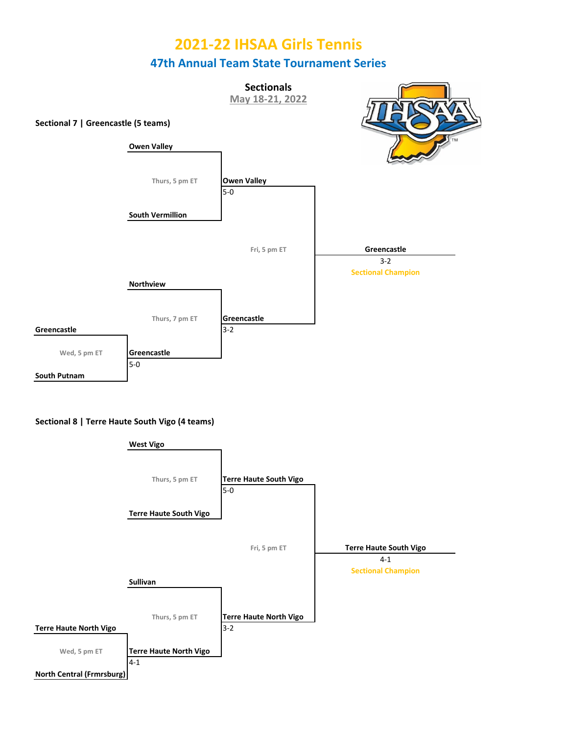# 2021-22 IHSAA Girls Tennis

## 47th Annual Team State Tournament Series

### Sectionals

May 18-21, 2022

**Sectional 7 | Greencastle (5 teams)**

**Wed, 5 pm ET**
- Greencastle vs. South Putnam → **Greencastle** 5-0

**Thurs, 5 pm ET**
- Owen Valley vs. South Vermillion → **Owen Valley** 5-0

**Thurs, 7 pm ET**
- Northview vs. Greencastle → **Greencastle** 3-2

**Fri, 5 pm ET**
- Owen Valley vs. Greencastle → **Greencastle** 3-2

**Greencastle**
3-2
Sectional Champion

**Sectional 8 | Terre Haute South Vigo (4 teams)**

**Wed, 5 pm ET**
- Terre Haute North Vigo vs. North Central (Frmrsburg) → **Terre Haute North Vigo** 4-1

**Thurs, 5 pm ET**
- West Vigo vs. Terre Haute South Vigo → **Terre Haute South Vigo** 5-0

**Thurs, 5 pm ET**
- Sullivan vs. Terre Haute North Vigo → **Terre Haute North Vigo** 3-2

**Fri, 5 pm ET**
- Terre Haute South Vigo vs. Terre Haute North Vigo → **Terre Haute South Vigo** 4-1

**Terre Haute South Vigo**
4-1
Sectional Champion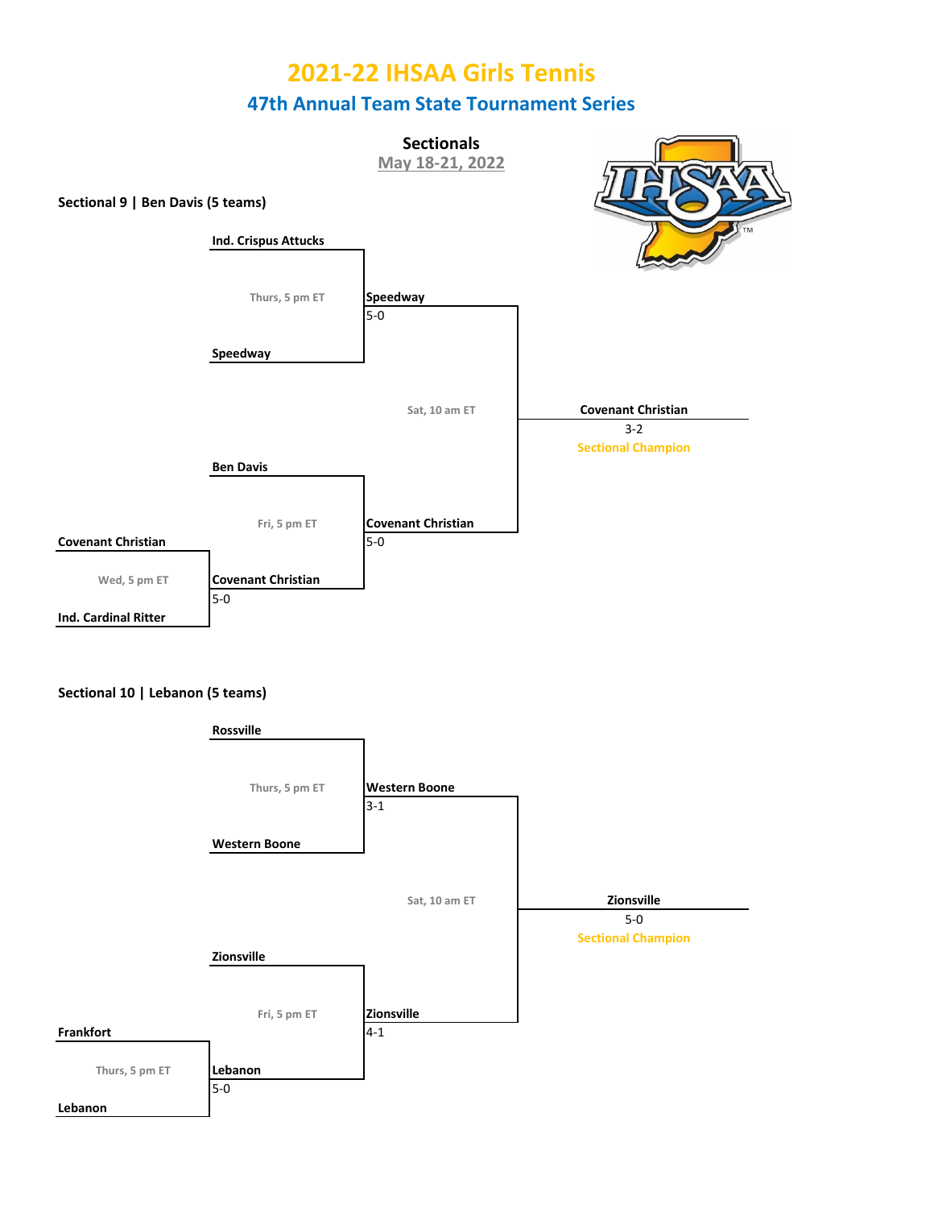# 2021-22 IHSAA Girls Tennis

## 47th Annual Team State Tournament Series

### Sectionals

May 18-21, 2022

**Sectional 9 | Ben Davis (5 teams)**

| Round | Matchup | Time | Winner | Score |
|---|---|---|---|---|
| First Round | Covenant Christian vs. Ind. Cardinal Ritter | Wed, 5 pm ET | Covenant Christian | 5-0 |
| Quarterfinal | Ind. Crispus Attucks vs. Speedway | Thurs, 5 pm ET | Speedway | 5-0 |
| Semifinal | Ben Davis vs. Covenant Christian | Fri, 5 pm ET | Covenant Christian | 5-0 |
| Final | Speedway vs. Covenant Christian | Sat, 10 am ET | Covenant Christian | 3-2 |

**Covenant Christian** 3-2 — Sectional Champion

**Sectional 10 | Lebanon (5 teams)**

| Round | Matchup | Time | Winner | Score |
|---|---|---|---|---|
| First Round | Frankfort vs. Lebanon | Thurs, 5 pm ET | Lebanon | 5-0 |
| Quarterfinal | Rossville vs. Western Boone | Thurs, 5 pm ET | Western Boone | 3-1 |
| Semifinal | Zionsville vs. Lebanon | Fri, 5 pm ET | Zionsville | 4-1 |
| Final | Western Boone vs. Zionsville | Sat, 10 am ET | Zionsville | 5-0 |

**Zionsville** 5-0 — Sectional Champion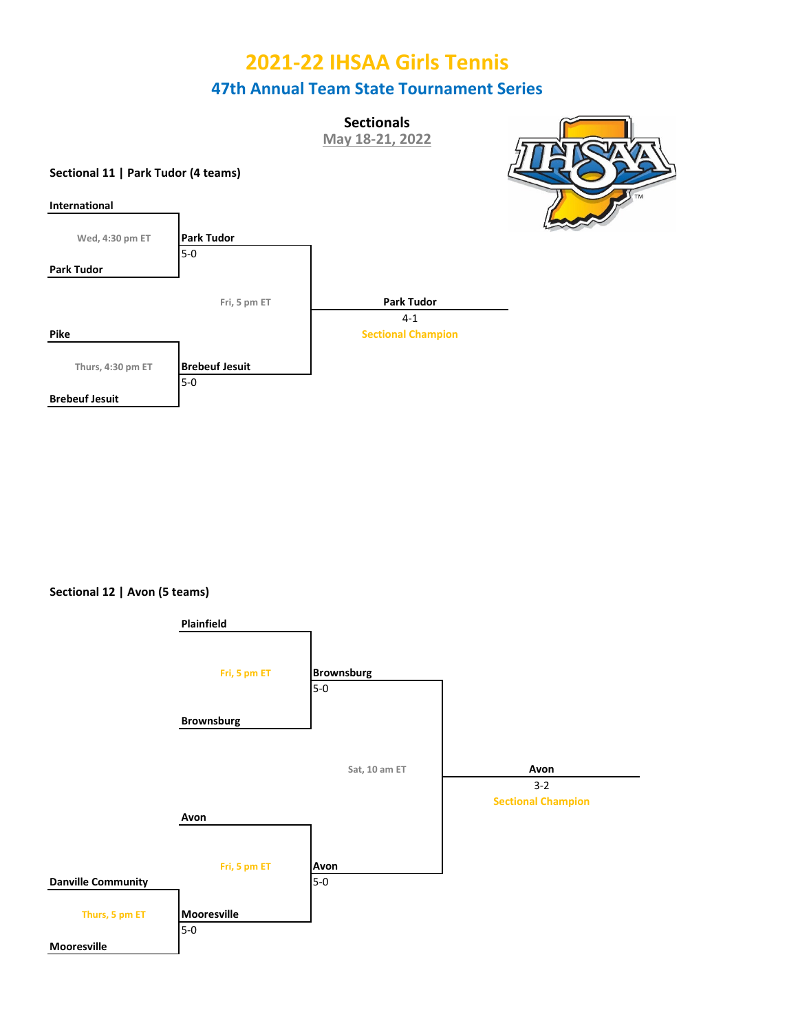# 2021-22 IHSAA Girls Tennis

## 47th Annual Team State Tournament Series

### Sectionals

May 18-21, 2022

**Sectional 11 | Park Tudor (4 teams)**

| Round 1 | Result | Semifinal | Result | Final | Result |
| --- | --- | --- | --- | --- | --- |
| International vs. Park Tudor (Wed, 4:30 pm ET) | Park Tudor 5-0 | Park Tudor vs. Brebeuf Jesuit (Fri, 5 pm ET) | Park Tudor 4-1 | | **Sectional Champion: Park Tudor** |
| Pike vs. Brebeuf Jesuit (Thurs, 4:30 pm ET) | Brebeuf Jesuit 5-0 | | | | |

**Sectional 12 | Avon (5 teams)**

| Round 1 | Result | Semifinal | Result | Final | Result |
| --- | --- | --- | --- | --- | --- |
| | | Plainfield vs. Brownsburg (Fri, 5 pm ET) | Brownsburg 5-0 | Brownsburg vs. Avon (Sat, 10 am ET) | Avon 3-2 — **Sectional Champion** |
| Danville Community vs. Mooresville (Thurs, 5 pm ET) | Mooresville 5-0 | Avon vs. Mooresville (Fri, 5 pm ET) | Avon 5-0 | | |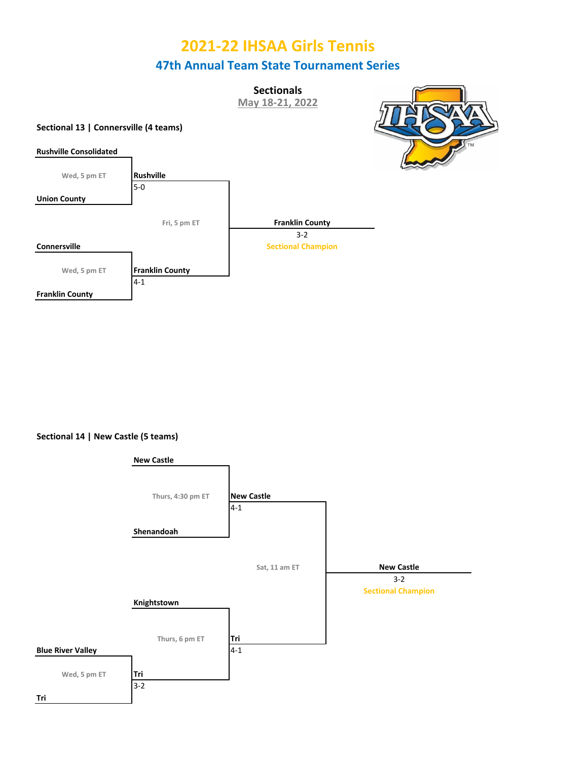# 2021-22 IHSAA Girls Tennis

## 47th Annual Team State Tournament Series

### Sectionals

May 18-21, 2022

### Sectional 13 | Connersville (4 teams)

**First Round**

| Matchup | Time | Winner | Score |
|---|---|---|---|
| Rushville Consolidated vs. Union County | Wed, 5 pm ET | Rushville | 5-0 |
| Connersville vs. Franklin County | Wed, 5 pm ET | Franklin County | 4-1 |

**Championship**

| Matchup | Time | Winner | Score |
|---|---|---|---|
| Rushville vs. Franklin County | Fri, 5 pm ET | Franklin County | 3-2 |

**Franklin County — Sectional Champion**

### Sectional 14 | New Castle (5 teams)

**First Round**

| Matchup | Time | Winner | Score |
|---|---|---|---|
| Blue River Valley vs. Tri | Wed, 5 pm ET | Tri | 3-2 |

**Semifinals**

| Matchup | Time | Winner | Score |
|---|---|---|---|
| New Castle vs. Shenandoah | Thurs, 4:30 pm ET | New Castle | 4-1 |
| Knightstown vs. Tri | Thurs, 6 pm ET | Tri | 4-1 |

**Championship**

| Matchup | Time | Winner | Score |
|---|---|---|---|
| New Castle vs. Tri | Sat, 11 am ET | New Castle | 3-2 |

**New Castle — Sectional Champion**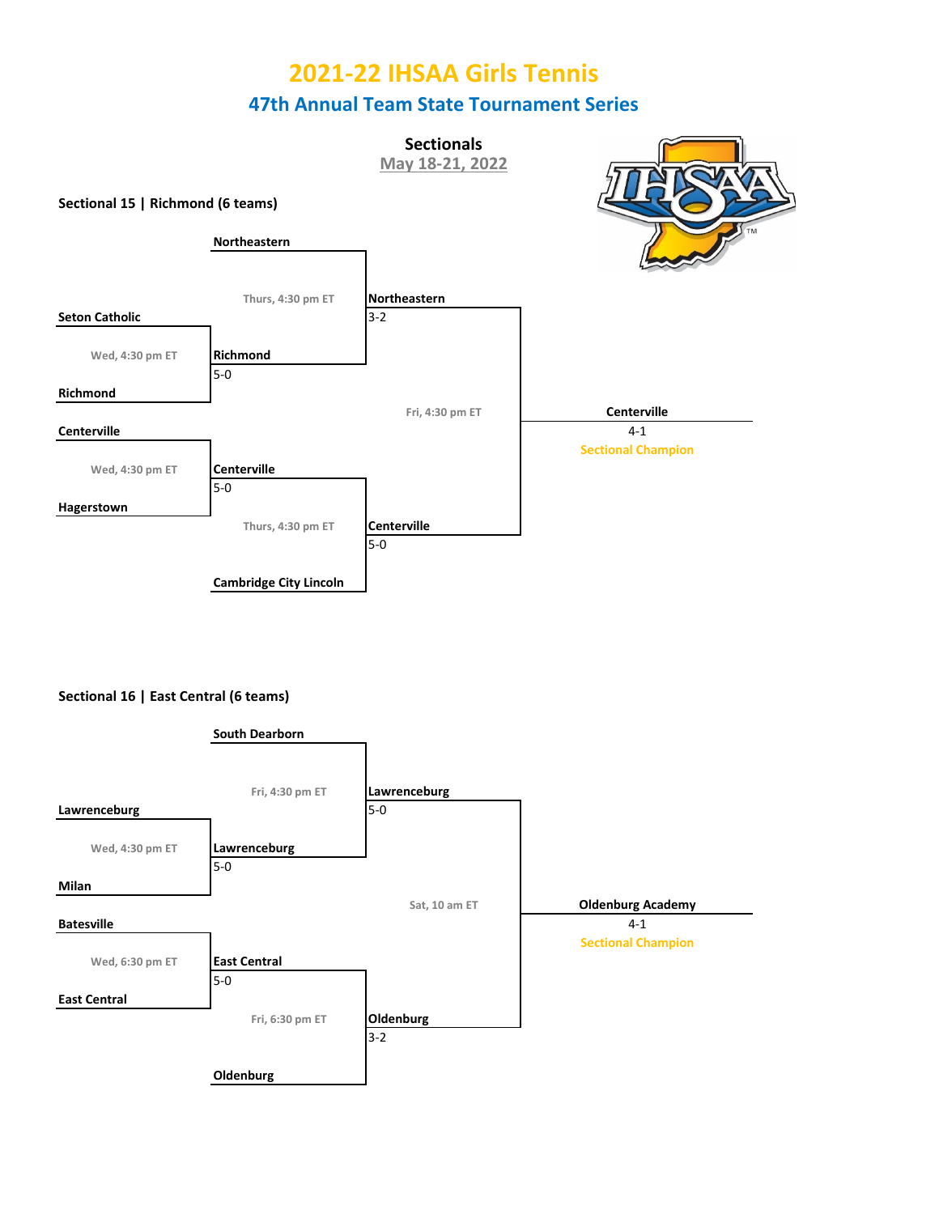# 2021-22 IHSAA Girls Tennis

## 47th Annual Team State Tournament Series

### Sectionals

May 18-21, 2022

**Sectional 15 | Richmond (6 teams)**

**First Round**

| Game | Date/Time | Teams | Winner | Score |
|---|---|---|---|---|
| 1 | Wed, 4:30 pm ET | Seton Catholic vs. Richmond | Richmond | 5-0 |
| 2 | Wed, 4:30 pm ET | Centerville vs. Hagerstown | Centerville | 5-0 |

**Second Round**

| Game | Date/Time | Teams | Winner | Score |
|---|---|---|---|---|
| 3 | Thurs, 4:30 pm ET | Northeastern vs. Richmond | Northeastern | 3-2 |
| 4 | Thurs, 4:30 pm ET | Centerville vs. Cambridge City Lincoln | Centerville | 5-0 |

**Championship**

| Date/Time | Teams | Winner | Score |
|---|---|---|---|
| Fri, 4:30 pm ET | Northeastern vs. Centerville | Centerville | 4-1 |

**Sectional Champion: Centerville**

**Sectional 16 | East Central (6 teams)**

**First Round**

| Game | Date/Time | Teams | Winner | Score |
|---|---|---|---|---|
| 1 | Wed, 4:30 pm ET | Lawrenceburg vs. Milan | Lawrenceburg | 5-0 |
| 2 | Wed, 6:30 pm ET | Batesville vs. East Central | East Central | 5-0 |

**Second Round**

| Game | Date/Time | Teams | Winner | Score |
|---|---|---|---|---|
| 3 | Fri, 4:30 pm ET | South Dearborn vs. Lawrenceburg | Lawrenceburg | 5-0 |
| 4 | Fri, 6:30 pm ET | East Central vs. Oldenburg | Oldenburg | 3-2 |

**Championship**

| Date/Time | Teams | Winner | Score |
|---|---|---|---|
| Sat, 10 am ET | Lawrenceburg vs. Oldenburg | Oldenburg Academy | 4-1 |

**Sectional Champion: Oldenburg Academy**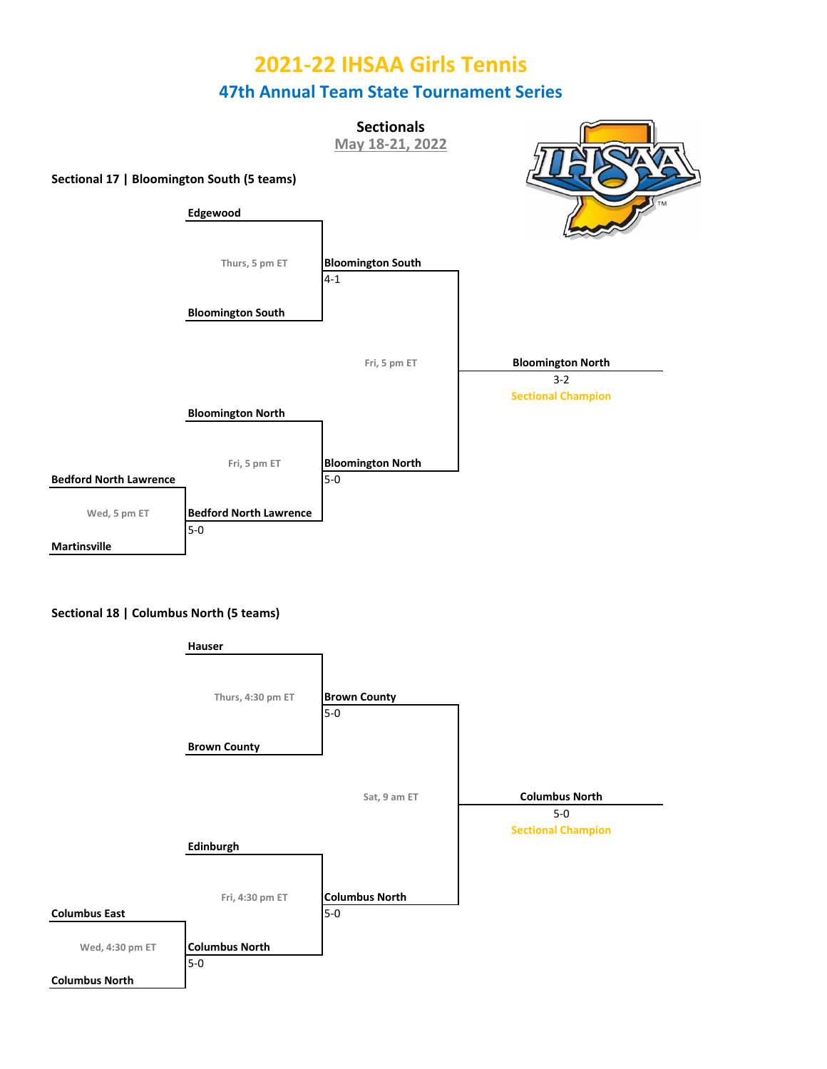# 2021-22 IHSAA Girls Tennis

## 47th Annual Team State Tournament Series

### Sectionals

May 18-21, 2022

### Sectional 17 | Bloomington South (5 teams)

**Wed, 5 pm ET**
- **Bedford North Lawrence** vs. **Martinsville** — Winner: **Bedford North Lawrence**, 5-0

**Thurs, 5 pm ET**
- **Edgewood** vs. **Bloomington South** — Winner: **Bloomington South**, 4-1

**Fri, 5 pm ET**
- **Bloomington North** vs. **Bedford North Lawrence** — Winner: **Bloomington North**, 5-0

**Fri, 5 pm ET**
- **Bloomington South** vs. **Bloomington North** — Winner: **Bloomington North**, 3-2

**Bloomington North**
3-2
Sectional Champion

### Sectional 18 | Columbus North (5 teams)

**Wed, 4:30 pm ET**
- **Columbus East** vs. **Columbus North** — Winner: **Columbus North**, 5-0

**Thurs, 4:30 pm ET**
- **Hauser** vs. **Brown County** — Winner: **Brown County**, 5-0

**Fri, 4:30 pm ET**
- **Edinburgh** vs. **Columbus North** — Winner: **Columbus North**, 5-0

**Sat, 9 am ET**
- **Brown County** vs. **Columbus North** — Winner: **Columbus North**, 5-0

**Columbus North**
5-0
Sectional Champion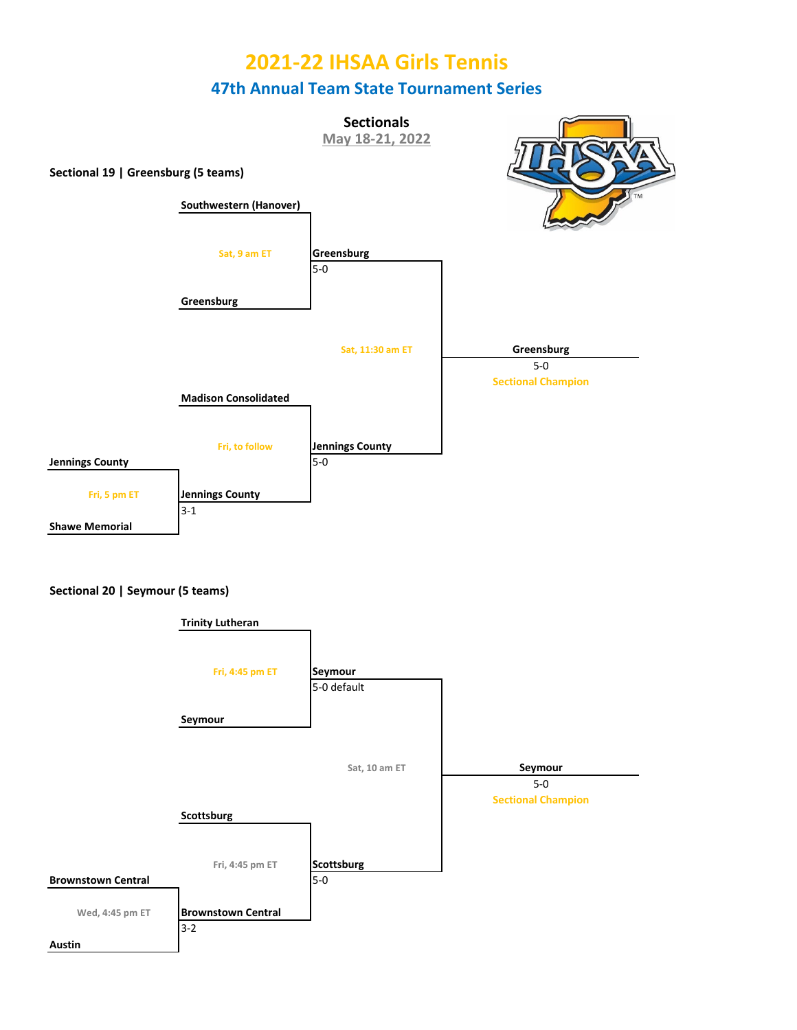# 2021-22 IHSAA Girls Tennis

## 47th Annual Team State Tournament Series

### Sectionals

May 18-21, 2022

**Sectional 19 | Greensburg (5 teams)**

**Southwestern (Hanover)**

Sat, 9 am ET

**Greensburg**

**Greensburg**
5-0

Sat, 11:30 am ET

**Greensburg**
5-0
Sectional Champion

**Madison Consolidated**

Fri, to follow

**Jennings County**

Fri, 5 pm ET

**Shawe Memorial**

**Jennings County**
3-1

**Jennings County**
5-0

**Sectional 20 | Seymour (5 teams)**

**Trinity Lutheran**

Fri, 4:45 pm ET

**Seymour**

**Seymour**
5-0 default

Sat, 10 am ET

**Seymour**
5-0
Sectional Champion

**Scottsburg**

Fri, 4:45 pm ET

**Brownstown Central**

Wed, 4:45 pm ET

**Austin**

**Brownstown Central**
3-2

**Scottsburg**
5-0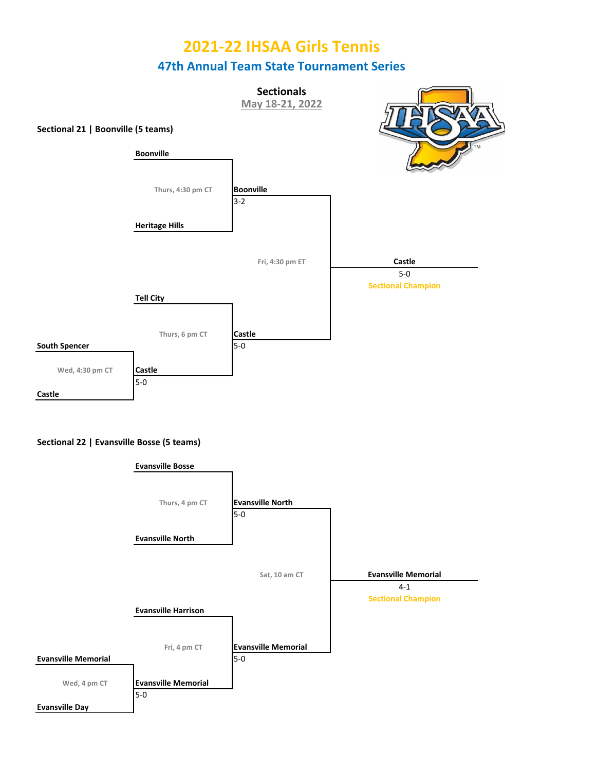# 2021-22 IHSAA Girls Tennis

## 47th Annual Team State Tournament Series

### Sectionals

May 18-21, 2022

**Sectional 21 | Boonville (5 teams)**

| Round | Date/Time | Matchup | Winner | Score |
|---|---|---|---|---|
| First Round | Wed, 4:30 pm CT | South Spencer vs. Castle | Castle | 5-0 |
| Semifinal | Thurs, 4:30 pm CT | Boonville vs. Heritage Hills | Boonville | 3-2 |
| Semifinal | Thurs, 6 pm CT | Tell City vs. Castle | Castle | 5-0 |
| Final | Fri, 4:30 pm ET | Boonville vs. Castle | Castle | 5-0 |

**Sectional Champion: Castle (5-0)**

**Sectional 22 | Evansville Bosse (5 teams)**

| Round | Date/Time | Matchup | Winner | Score |
|---|---|---|---|---|
| First Round | Wed, 4 pm CT | Evansville Memorial vs. Evansville Day | Evansville Memorial | 5-0 |
| Semifinal | Thurs, 4 pm CT | Evansville Bosse vs. Evansville North | Evansville North | 5-0 |
| Semifinal | Fri, 4 pm CT | Evansville Harrison vs. Evansville Memorial | Evansville Memorial | 5-0 |
| Final | Sat, 10 am CT | Evansville North vs. Evansville Memorial | Evansville Memorial | 4-1 |

**Sectional Champion: Evansville Memorial (4-1)**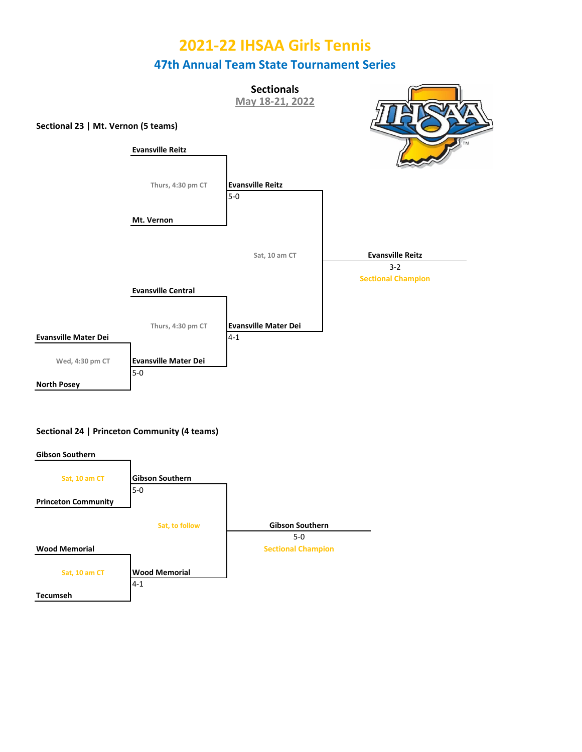# 2021-22 IHSAA Girls Tennis

## 47th Annual Team State Tournament Series

### Sectionals

May 18-21, 2022

**Sectional 23 | Mt. Vernon (5 teams)**

**Evansville Reitz**

Thurs, 4:30 pm CT

**Mt. Vernon**

**Evansville Reitz**
5-0

Sat, 10 am CT

**Evansville Reitz**
3-2
Sectional Champion

**Evansville Central**

Thurs, 4:30 pm CT

**Evansville Mater Dei**

Wed, 4:30 pm CT

**North Posey**

**Evansville Mater Dei**
5-0

**Evansville Mater Dei**
4-1

**Sectional 24 | Princeton Community (4 teams)**

**Gibson Southern**

Sat, 10 am CT

**Princeton Community**

**Gibson Southern**
5-0

Sat, to follow

**Gibson Southern**
5-0
Sectional Champion

**Wood Memorial**

Sat, 10 am CT

**Tecumseh**

**Wood Memorial**
4-1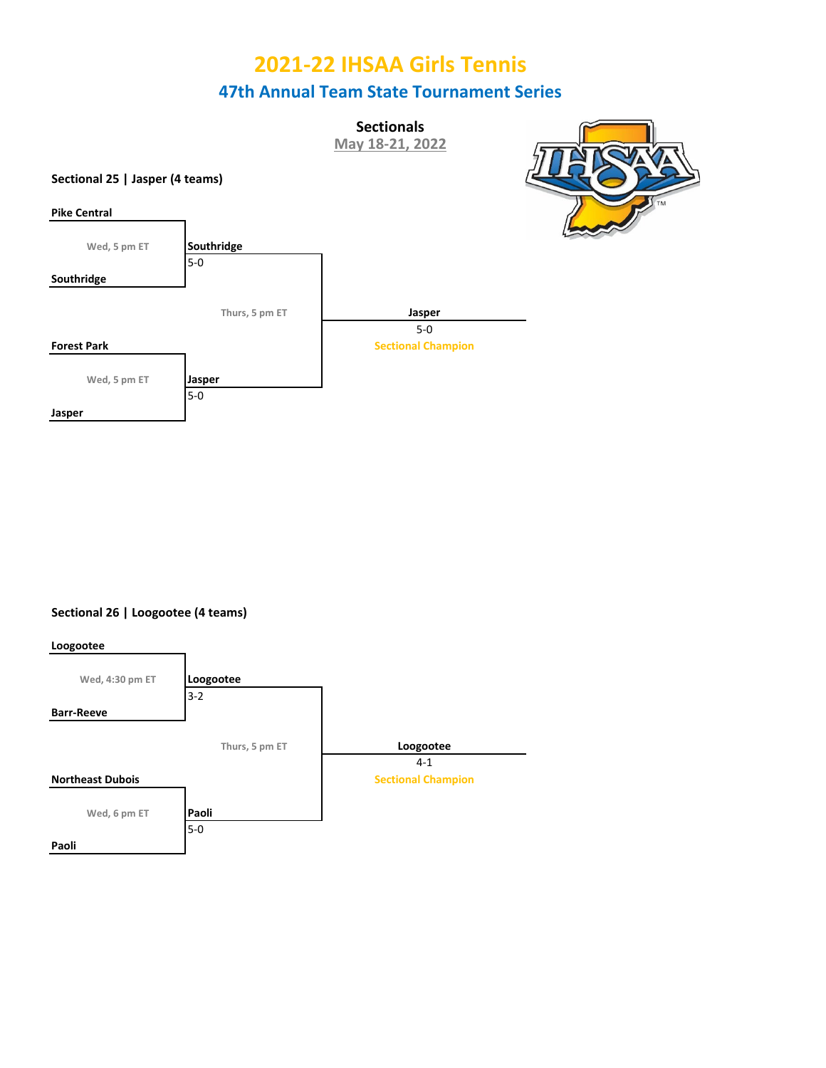# 2021-22 IHSAA Girls Tennis

## 47th Annual Team State Tournament Series

**Sectionals**

May 18-21, 2022

### Sectional 25 | Jasper (4 teams)

| First Round | Time | Winner | Semifinal Time | Champion |
|---|---|---|---|---|
| Pike Central vs. Southridge | Wed, 5 pm ET | Southridge 5-0 | Thurs, 5 pm ET | Jasper 5-0 Sectional Champion |
| Forest Park vs. Jasper | Wed, 5 pm ET | Jasper 5-0 | | |

### Sectional 26 | Loogootee (4 teams)

| First Round | Time | Winner | Semifinal Time | Champion |
|---|---|---|---|---|
| Loogootee vs. Barr-Reeve | Wed, 4:30 pm ET | Loogootee 3-2 | Thurs, 5 pm ET | Loogootee 4-1 Sectional Champion |
| Northeast Dubois vs. Paoli | Wed, 6 pm ET | Paoli 5-0 | | |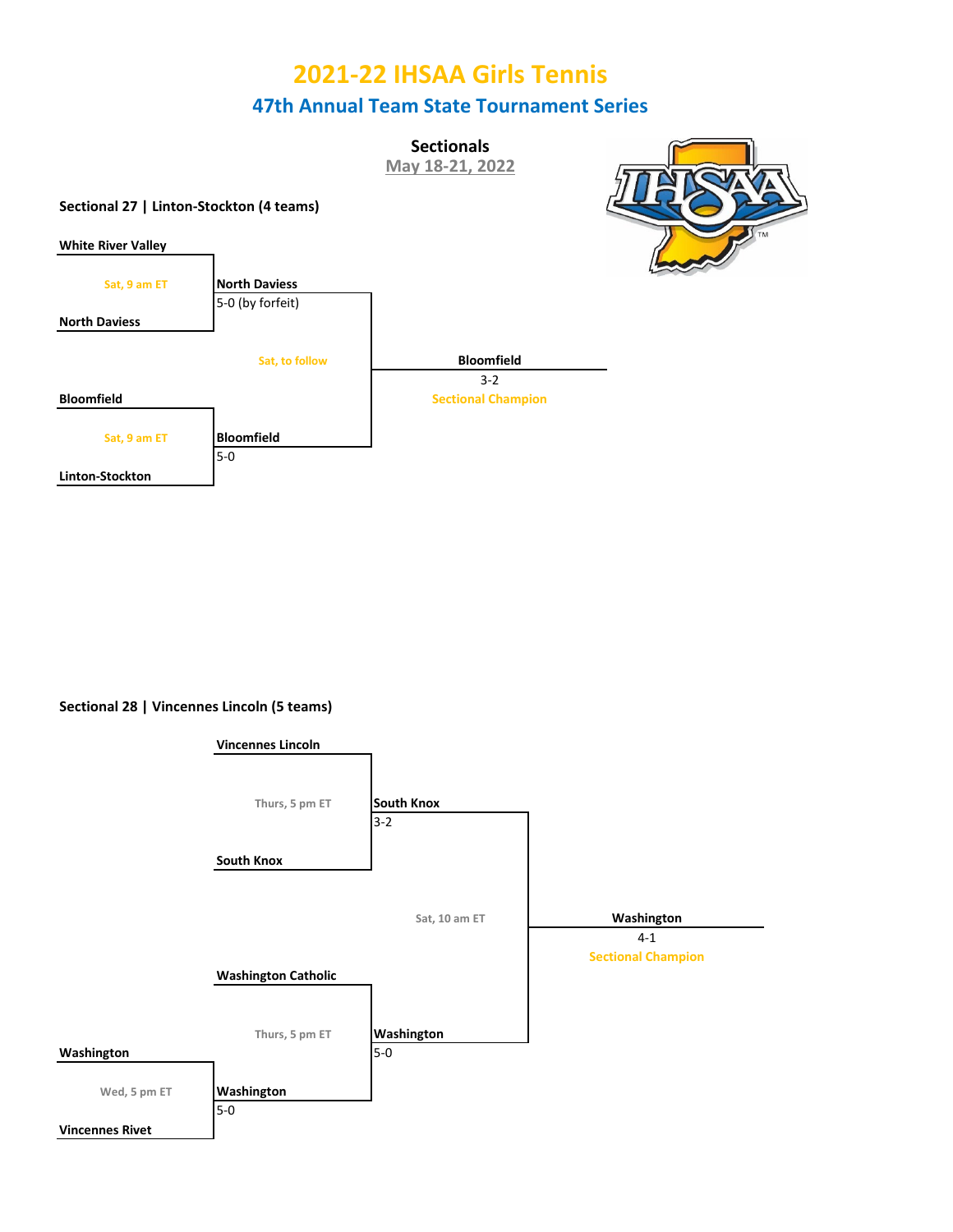# 2021-22 IHSAA Girls Tennis

## 47th Annual Team State Tournament Series

### Sectionals

May 18-21, 2022

**Sectional 27 | Linton-Stockton (4 teams)**

- **White River Valley** vs **North Daviess** (Sat, 9 am ET) — **North Daviess** 5-0 (by forfeit)
- **Bloomfield** vs **Linton-Stockton** (Sat, 9 am ET) — **Bloomfield** 5-0
- **North Daviess** vs **Bloomfield** (Sat, to follow) — **Bloomfield** 3-2 — Sectional Champion

**Sectional 28 | Vincennes Lincoln (5 teams)**

- **Washington** vs **Vincennes Rivet** (Wed, 5 pm ET) — **Washington** 5-0
- **Vincennes Lincoln** vs **South Knox** (Thurs, 5 pm ET) — **South Knox** 3-2
- **Washington Catholic** vs **Washington** (Thurs, 5 pm ET) — **Washington** 5-0
- **South Knox** vs **Washington** (Sat, 10 am ET) — **Washington** 4-1 — Sectional Champion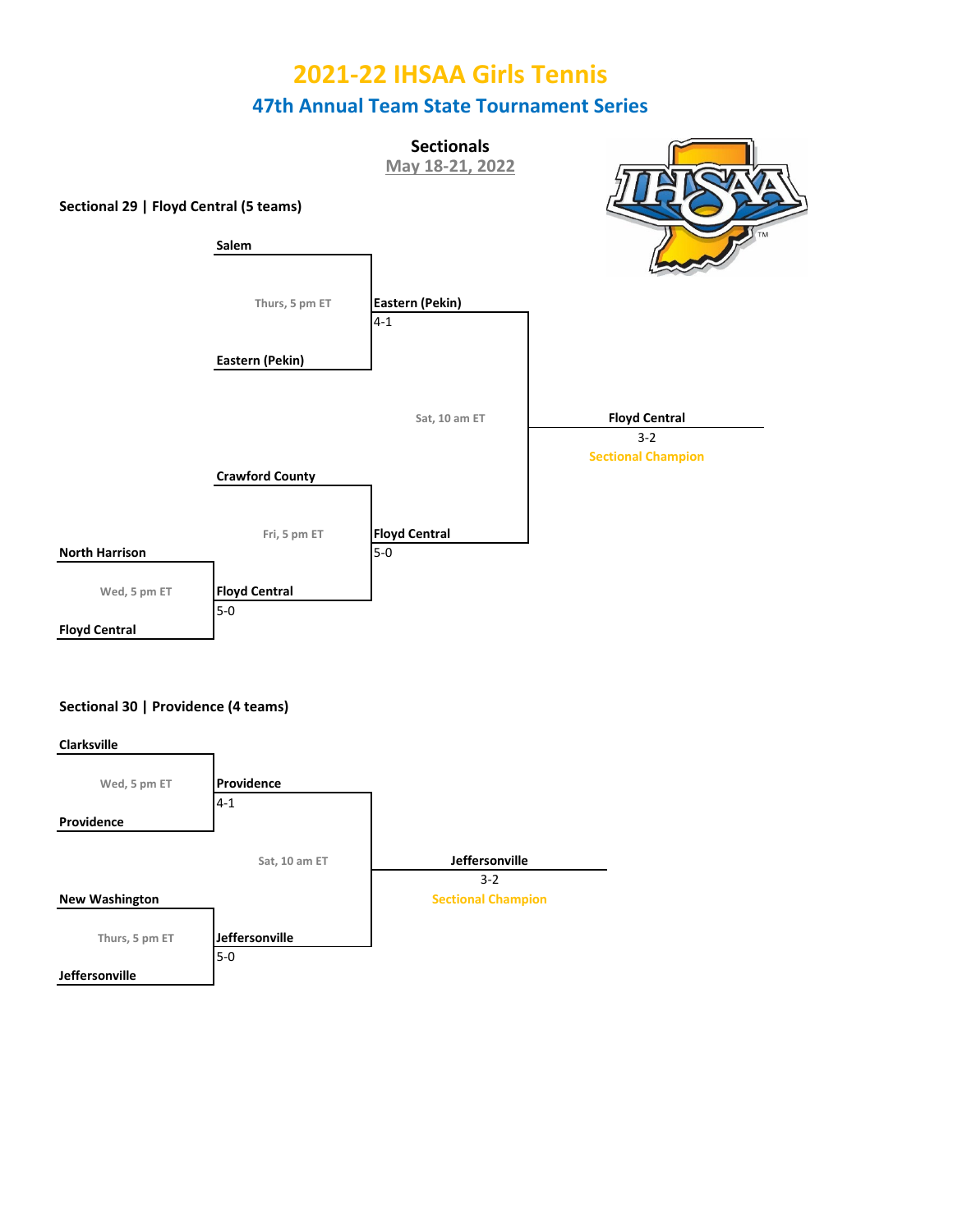# 2021-22 IHSAA Girls Tennis

## 47th Annual Team State Tournament Series

### Sectionals

May 18-21, 2022

**Sectional 29 | Floyd Central (5 teams)**

| Round 1 | Round 2 | Semifinal | Final |
|---|---|---|---|
| | Salem vs. Eastern (Pekin) — Thurs, 5 pm ET | Eastern (Pekin) 4-1 | |
| | | | Eastern (Pekin) vs. Floyd Central — Sat, 10 am ET → **Floyd Central** 3-2, Sectional Champion |
| | Crawford County vs. Floyd Central — Fri, 5 pm ET | Floyd Central 5-0 | |
| North Harrison vs. Floyd Central — Wed, 5 pm ET | Floyd Central 5-0 | | |

**Sectional 30 | Providence (4 teams)**

| Semifinal | Winner | Final |
|---|---|---|
| Clarksville vs. Providence — Wed, 5 pm ET | Providence 4-1 | |
| | | Providence vs. Jeffersonville — Sat, 10 am ET → **Jeffersonville** 3-2, Sectional Champion |
| New Washington vs. Jeffersonville — Thurs, 5 pm ET | Jeffersonville 5-0 | |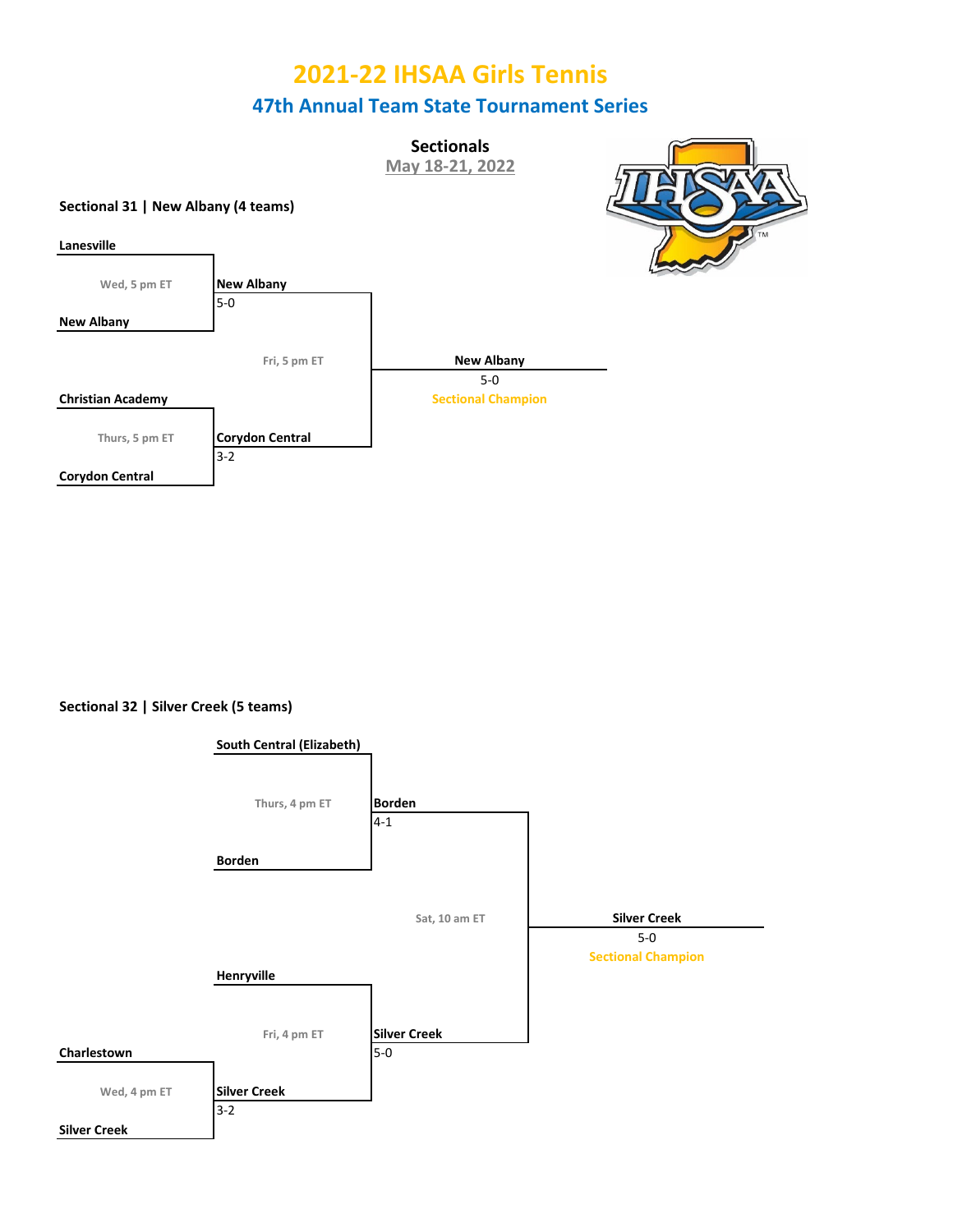# 2021-22 IHSAA Girls Tennis

## 47th Annual Team State Tournament Series

**Sectionals**
May 18-21, 2022

### Sectional 31 | New Albany (4 teams)

**Wed, 5 pm ET:** Lanesville vs. New Albany — **New Albany** 5-0

**Thurs, 5 pm ET:** Christian Academy vs. Corydon Central — **Corydon Central** 3-2

**Fri, 5 pm ET:** New Albany vs. Corydon Central — **New Albany** 5-0

**New Albany** 5-0 — Sectional Champion

### Sectional 32 | Silver Creek (5 teams)

**Wed, 4 pm ET:** Charlestown vs. Silver Creek — **Silver Creek** 3-2

**Thurs, 4 pm ET:** South Central (Elizabeth) vs. Borden — **Borden** 4-1

**Fri, 4 pm ET:** Henryville vs. Silver Creek — **Silver Creek** 5-0

**Sat, 10 am ET:** Borden vs. Silver Creek — **Silver Creek** 5-0

**Silver Creek** 5-0 — Sectional Champion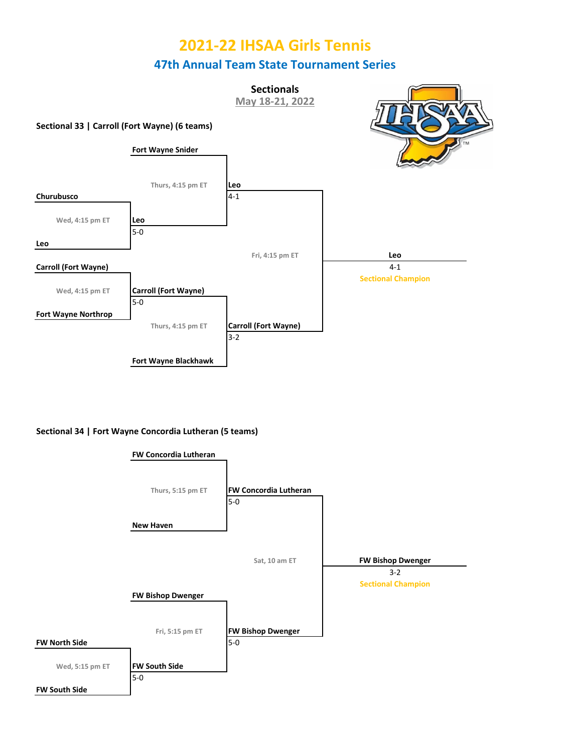# 2021-22 IHSAA Girls Tennis

## 47th Annual Team State Tournament Series

### Sectionals

May 18-21, 2022

**Sectional 33 | Carroll (Fort Wayne) (6 teams)**

**Wed, 4:15 pm ET**
- Churubusco vs. Leo — **Leo** 5-0
- Carroll (Fort Wayne) vs. Fort Wayne Northrop — **Carroll (Fort Wayne)** 5-0

**Thurs, 4:15 pm ET**
- Fort Wayne Snider vs. Leo — **Leo** 4-1
- Carroll (Fort Wayne) vs. Fort Wayne Blackhawk — **Carroll (Fort Wayne)** 3-2

**Fri, 4:15 pm ET**
- Leo vs. Carroll (Fort Wayne) — **Leo** 4-1

**Sectional Champion: Leo**

**Sectional 34 | Fort Wayne Concordia Lutheran (5 teams)**

**Wed, 5:15 pm ET**
- FW North Side vs. FW South Side — **FW South Side** 5-0

**Thurs, 5:15 pm ET**
- FW Concordia Lutheran vs. New Haven — **FW Concordia Lutheran** 5-0

**Fri, 5:15 pm ET**
- FW Bishop Dwenger vs. FW South Side — **FW Bishop Dwenger** 5-0

**Sat, 10 am ET**
- FW Concordia Lutheran vs. FW Bishop Dwenger — **FW Bishop Dwenger** 3-2

**Sectional Champion: FW Bishop Dwenger**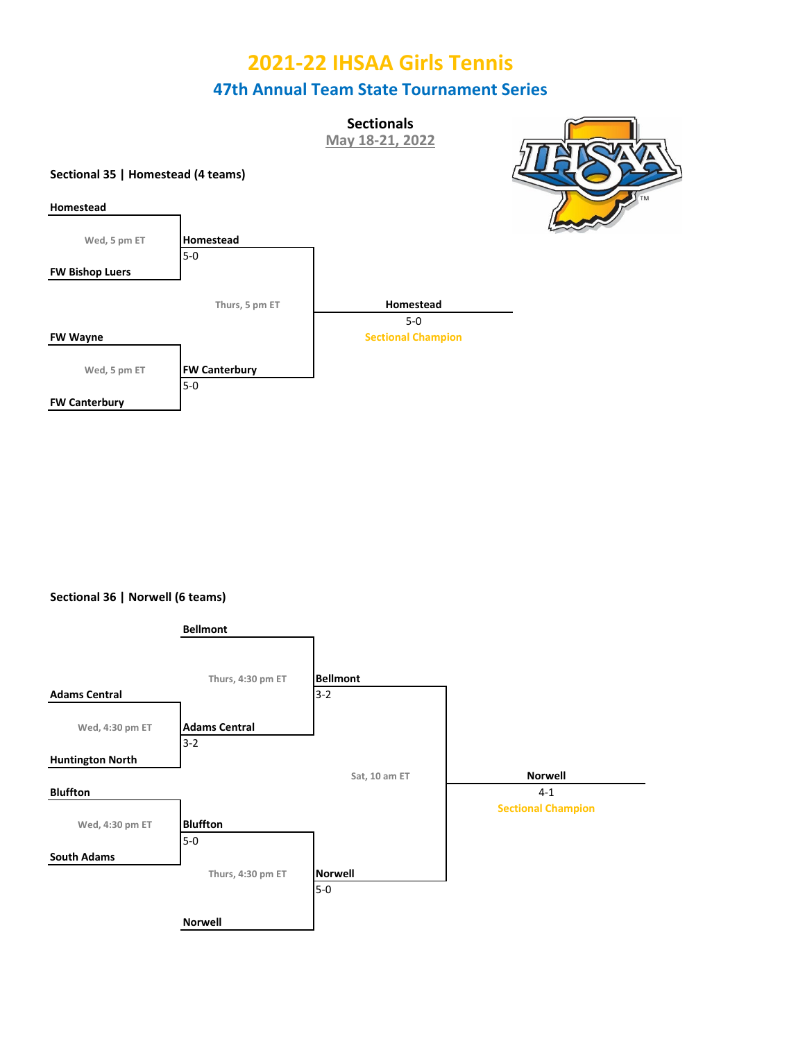# 2021-22 IHSAA Girls Tennis

## 47th Annual Team State Tournament Series

**Sectionals**

May 18-21, 2022

### Sectional 35 | Homestead (4 teams)

**Homestead**

Wed, 5 pm ET

**FW Bishop Luers**

**Homestead**
5-0

Thurs, 5 pm ET

**Homestead**
5-0
Sectional Champion

**FW Wayne**

Wed, 5 pm ET

**FW Canterbury**

**FW Canterbury**
5-0

### Sectional 36 | Norwell (6 teams)

**Bellmont**

Thurs, 4:30 pm ET

**Bellmont**
3-2

**Adams Central**

Wed, 4:30 pm ET

**Huntington North**

**Adams Central**
3-2

Sat, 10 am ET

**Norwell**
4-1
Sectional Champion

**Bluffton**

Wed, 4:30 pm ET

**South Adams**

**Bluffton**
5-0

Thurs, 4:30 pm ET

**Norwell**
5-0

**Norwell**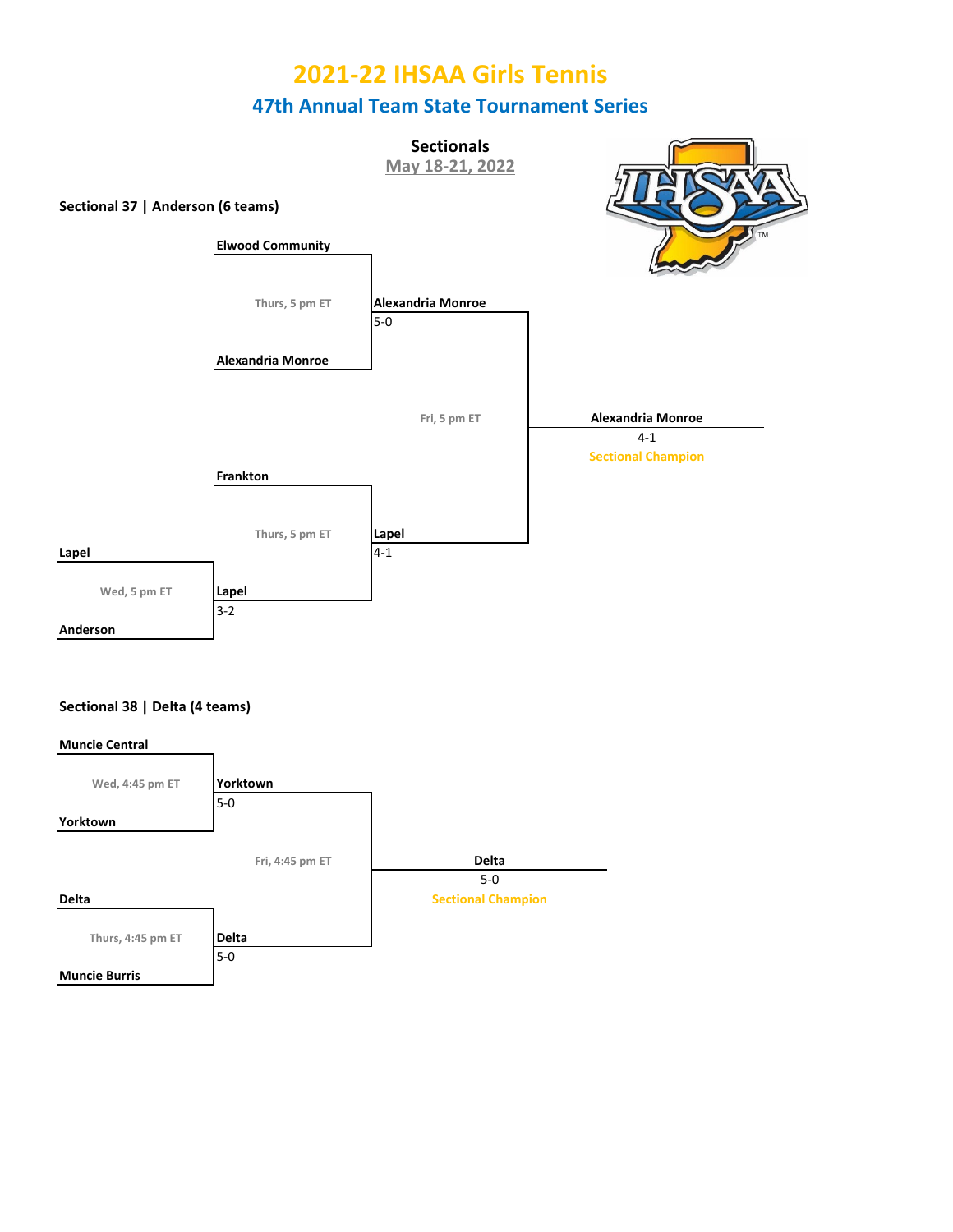# 2021-22 IHSAA Girls Tennis

## 47th Annual Team State Tournament Series

### Sectionals

May 18-21, 2022

**Sectional 37 | Anderson (6 teams)**

| Round | Date/Time | Matchup | Winner | Score |
|---|---|---|---|---|
| First Round | Wed, 5 pm ET | Lapel vs. Anderson | Lapel | 3-2 |
| Quarterfinal | Thurs, 5 pm ET | Elwood Community vs. Alexandria Monroe | Alexandria Monroe | 5-0 |
| Quarterfinal | Thurs, 5 pm ET | Frankton vs. Lapel | Lapel | 4-1 |
| Final | Fri, 5 pm ET | Alexandria Monroe vs. Lapel | Alexandria Monroe | 4-1 |

**Alexandria Monroe** 4-1 — Sectional Champion

**Sectional 38 | Delta (4 teams)**

| Round | Date/Time | Matchup | Winner | Score |
|---|---|---|---|---|
| Semifinal | Wed, 4:45 pm ET | Muncie Central vs. Yorktown | Yorktown | 5-0 |
| Semifinal | Thurs, 4:45 pm ET | Delta vs. Muncie Burris | Delta | 5-0 |
| Final | Fri, 4:45 pm ET | Yorktown vs. Delta | Delta | 5-0 |

**Delta** 5-0 — Sectional Champion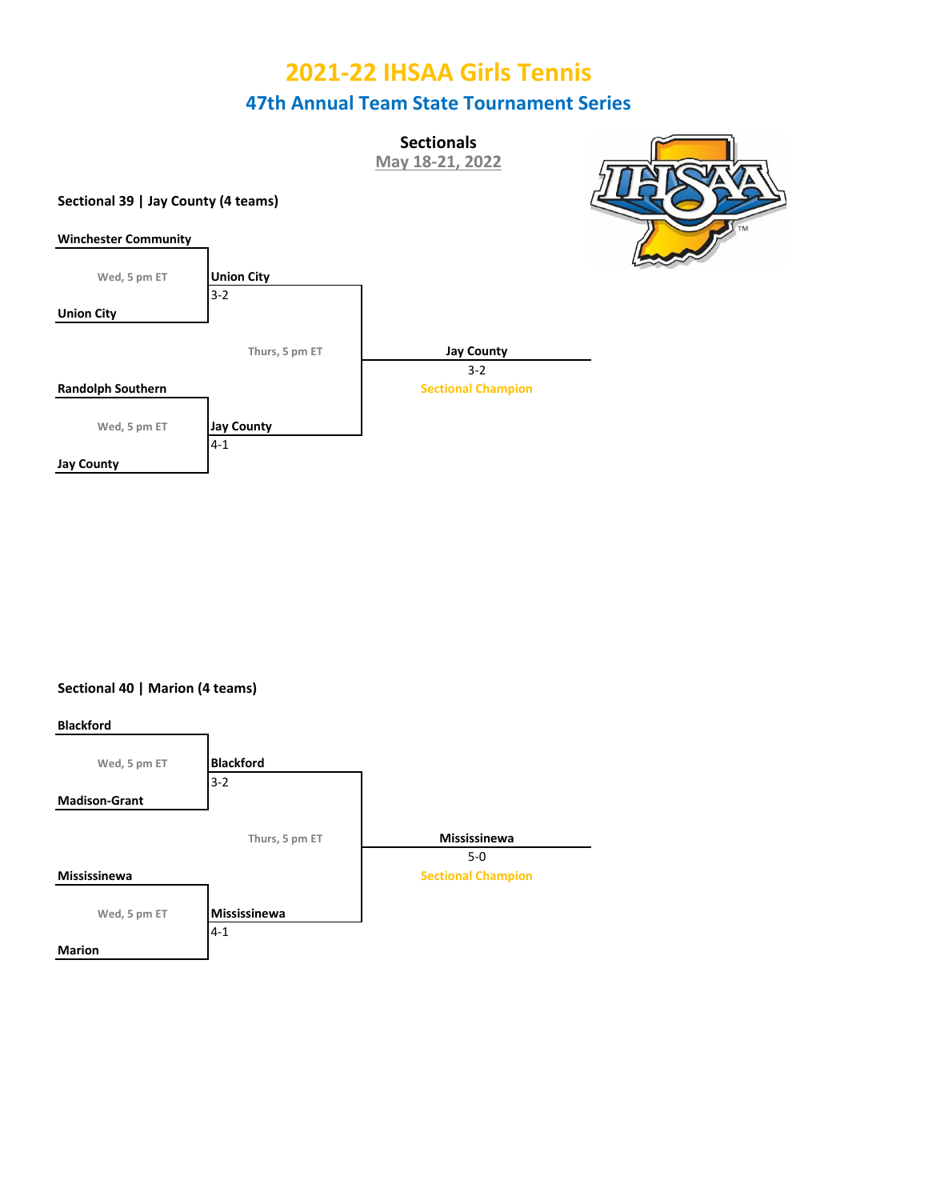# 2021-22 IHSAA Girls Tennis

## 47th Annual Team State Tournament Series

### Sectionals

May 18-21, 2022

**Sectional 39 | Jay County (4 teams)**

| First Round | Result | Final | Champion |
|---|---|---|---|
| Winchester Community vs. Union City (Wed, 5 pm ET) | Union City 3-2 | | |
| | | Union City vs. Jay County (Thurs, 5 pm ET) | Jay County 3-2 — Sectional Champion |
| Randolph Southern vs. Jay County (Wed, 5 pm ET) | Jay County 4-1 | | |

**Sectional 40 | Marion (4 teams)**

| First Round | Result | Final | Champion |
|---|---|---|---|
| Blackford vs. Madison-Grant (Wed, 5 pm ET) | Blackford 3-2 | | |
| | | Blackford vs. Mississinewa (Thurs, 5 pm ET) | Mississinewa 5-0 — Sectional Champion |
| Mississinewa vs. Marion (Wed, 5 pm ET) | Mississinewa 4-1 | | |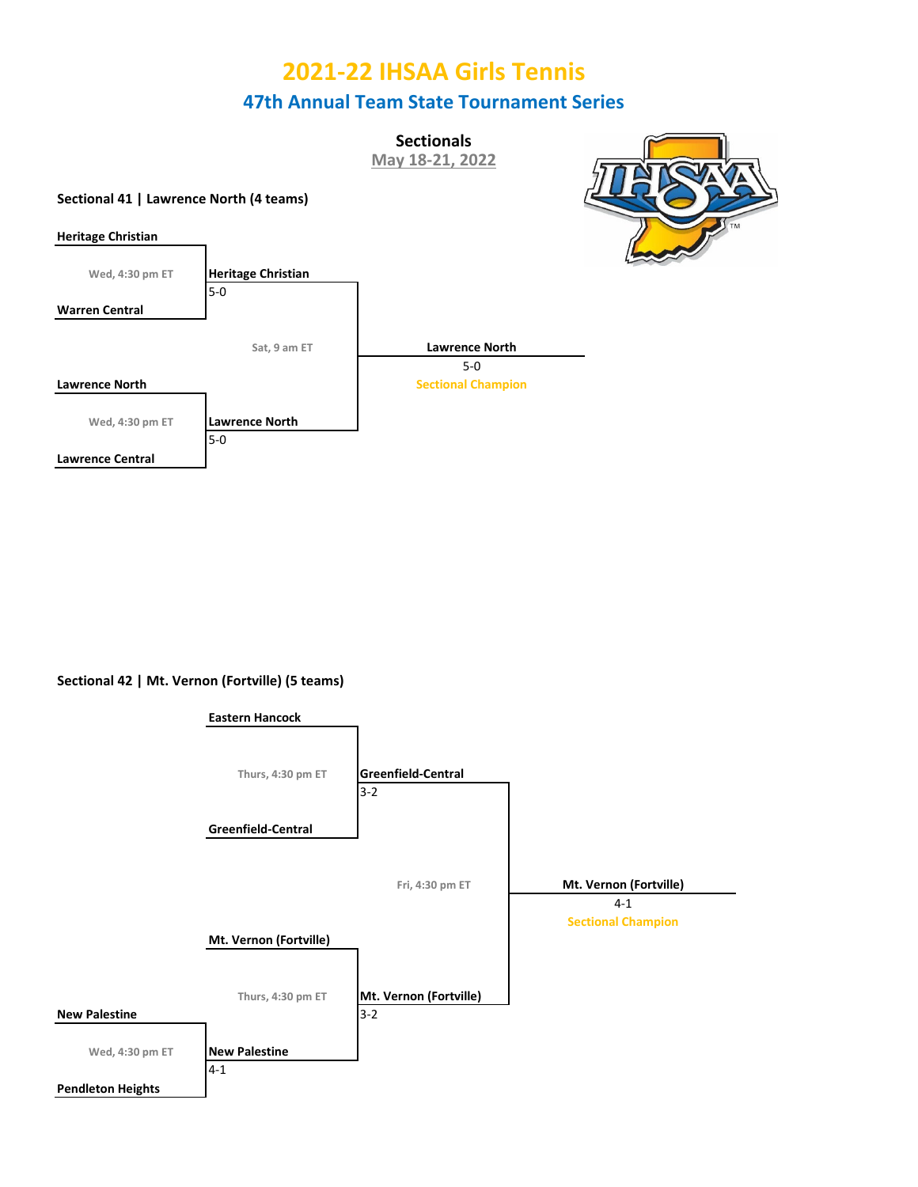# 2021-22 IHSAA Girls Tennis

## 47th Annual Team State Tournament Series

**Sectionals**
May 18-21, 2022

### Sectional 41 | Lawrence North (4 teams)

**Heritage Christian**
Wed, 4:30 pm ET
**Warren Central**

**Heritage Christian**
5-0

Sat, 9 am ET

**Lawrence North**
5-0
Sectional Champion

**Lawrence North**
Wed, 4:30 pm ET
**Lawrence Central**

**Lawrence North**
5-0

### Sectional 42 | Mt. Vernon (Fortville) (5 teams)

**Eastern Hancock**
Thurs, 4:30 pm ET
**Greenfield-Central**

**Greenfield-Central**
3-2

Fri, 4:30 pm ET

**Mt. Vernon (Fortville)**
4-1
Sectional Champion

**Mt. Vernon (Fortville)**
Thurs, 4:30 pm ET

**Mt. Vernon (Fortville)**
3-2

**New Palestine**
Wed, 4:30 pm ET
**Pendleton Heights**

**New Palestine**
4-1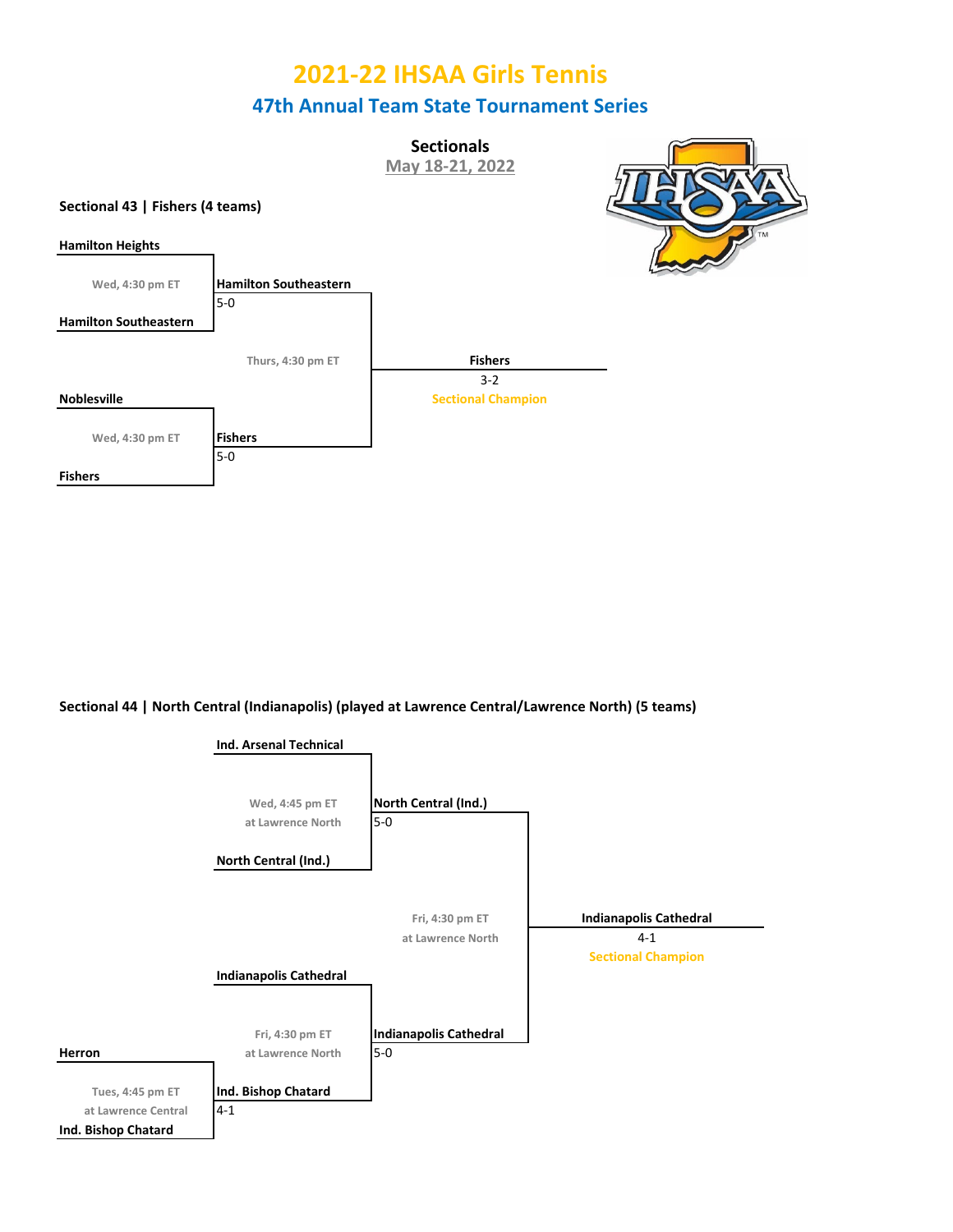# 2021-22 IHSAA Girls Tennis

## 47th Annual Team State Tournament Series

### Sectionals

May 18-21, 2022

**Sectional 43 | Fishers (4 teams)**

| Round 1 | Semifinal | Final |
| --- | --- | --- |
| **Hamilton Heights** vs. **Hamilton Southeastern** (Wed, 4:30 pm ET) | **Hamilton Southeastern** 5-0 | |
| | Thurs, 4:30 pm ET | **Fishers** 3-2 Sectional Champion |
| **Noblesville** vs. **Fishers** (Wed, 4:30 pm ET) | **Fishers** 5-0 | |

**Sectional 44 | North Central (Indianapolis) (played at Lawrence Central/Lawrence North) (5 teams)**

| Round 1 | Quarterfinal | Semifinal | Final |
| --- | --- | --- | --- |
| | **Ind. Arsenal Technical** vs. **North Central (Ind.)** (Wed, 4:45 pm ET at Lawrence North) | **North Central (Ind.)** 5-0 | |
| | | Fri, 4:30 pm ET at Lawrence North | **Indianapolis Cathedral** 4-1 Sectional Champion |
| | **Indianapolis Cathedral** vs. **Ind. Bishop Chatard** (Fri, 4:30 pm ET at Lawrence North) | **Indianapolis Cathedral** 5-0 | |
| **Herron** vs. **Ind. Bishop Chatard** (Tues, 4:45 pm ET at Lawrence Central) | **Ind. Bishop Chatard** 4-1 | | |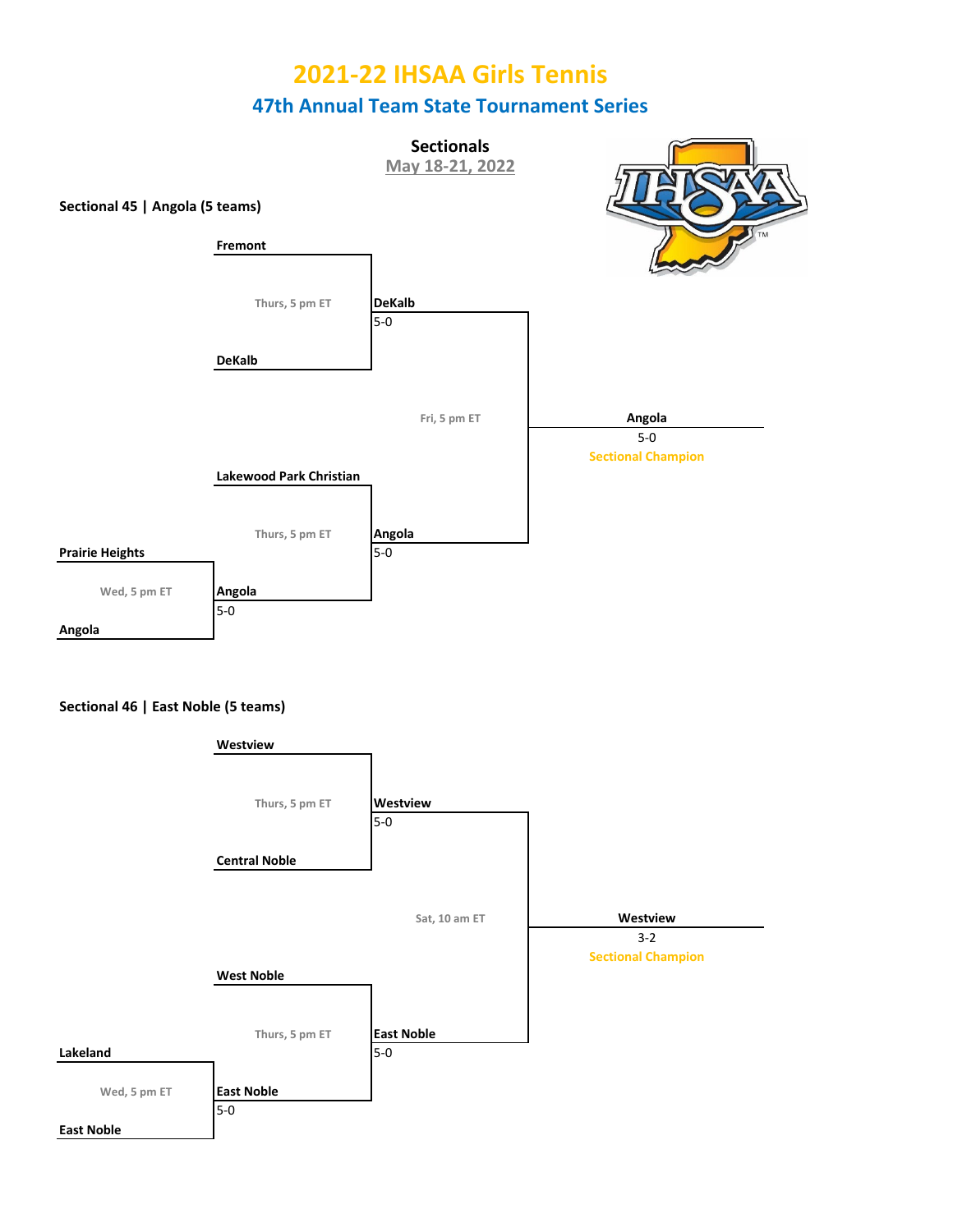# 2021-22 IHSAA Girls Tennis

## 47th Annual Team State Tournament Series

### Sectionals

May 18-21, 2022

**Sectional 45 | Angola (5 teams)**

| Round 1 | Round 2 | Semifinal | Final |
|---|---|---|---|
| | Fremont vs. DeKalb (Thurs, 5 pm ET) | DeKalb 5-0 | |
| | | DeKalb vs. Angola (Fri, 5 pm ET) | **Angola 5-0** Sectional Champion |
| Prairie Heights vs. Angola (Wed, 5 pm ET) | Angola 5-0 | | |
| | Lakewood Park Christian vs. Angola (Thurs, 5 pm ET) | Angola 5-0 | |

**Sectional 46 | East Noble (5 teams)**

| Round 1 | Round 2 | Semifinal | Final |
|---|---|---|---|
| | Westview vs. Central Noble (Thurs, 5 pm ET) | Westview 5-0 | |
| | | Westview vs. East Noble (Sat, 10 am ET) | **Westview 3-2** Sectional Champion |
| Lakeland vs. East Noble (Wed, 5 pm ET) | East Noble 5-0 | | |
| | West Noble vs. East Noble (Thurs, 5 pm ET) | East Noble 5-0 | |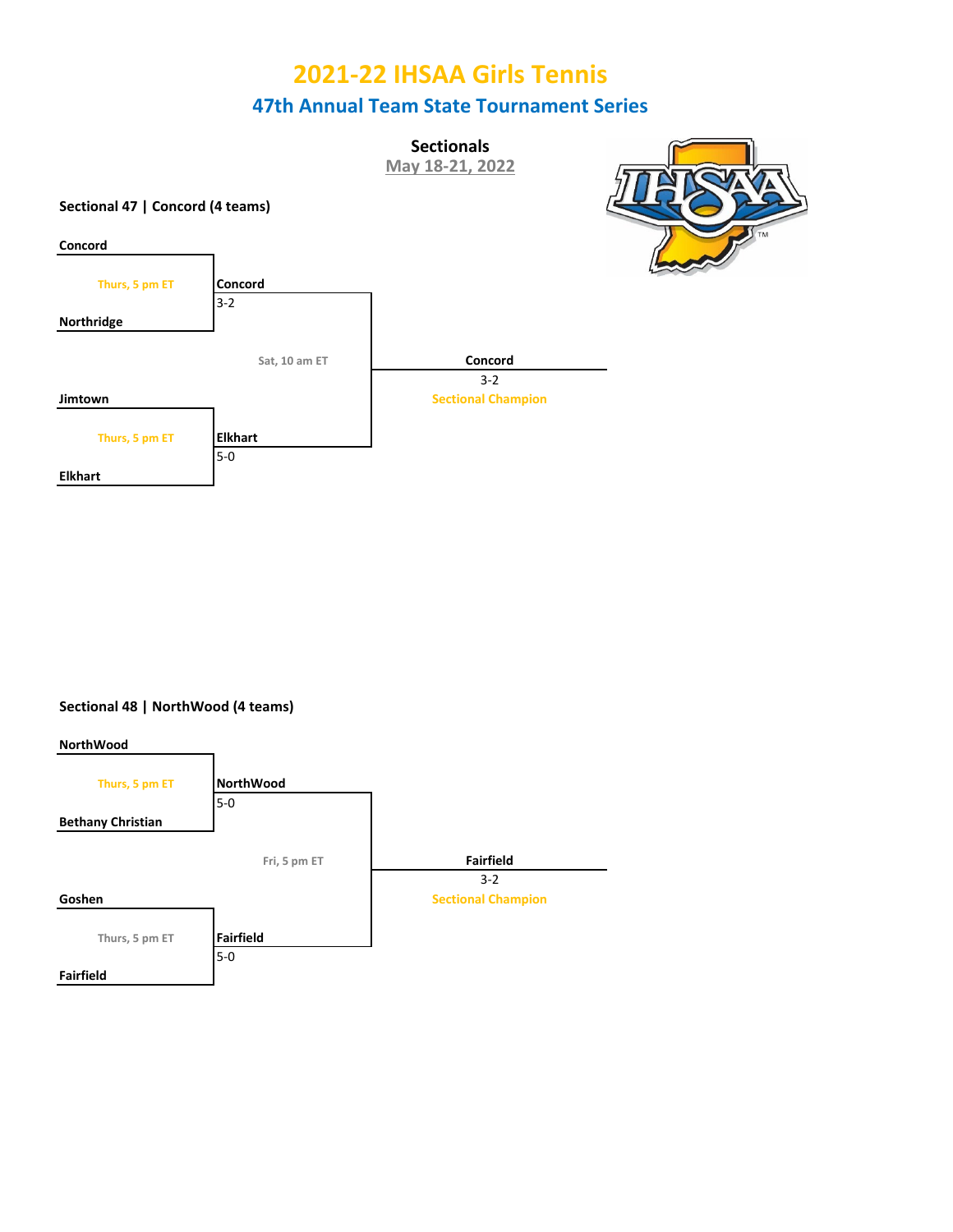# 2021-22 IHSAA Girls Tennis

## 47th Annual Team State Tournament Series

### Sectionals

May 18-21, 2022

**Sectional 47 | Concord (4 teams)**

**Concord**

Thurs, 5 pm ET

**Northridge**

**Concord**
3-2

Sat, 10 am ET

**Jimtown**

Thurs, 5 pm ET

**Elkhart**

**Elkhart**
5-0

**Concord**
3-2
Sectional Champion

**Sectional 48 | NorthWood (4 teams)**

**NorthWood**

Thurs, 5 pm ET

**Bethany Christian**

**NorthWood**
5-0

Fri, 5 pm ET

**Goshen**

Thurs, 5 pm ET

**Fairfield**

**Fairfield**
5-0

**Fairfield**
3-2
Sectional Champion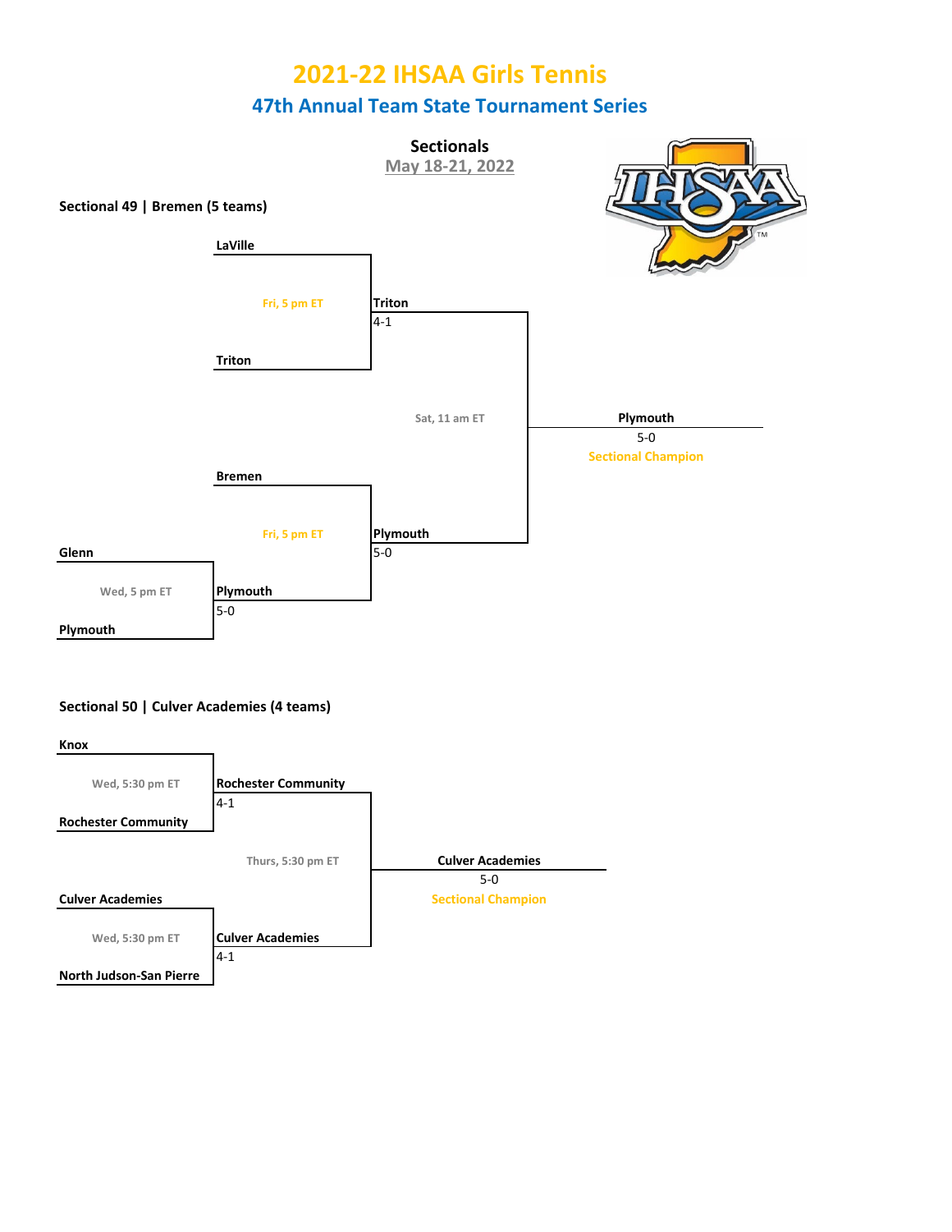# 2021-22 IHSAA Girls Tennis

## 47th Annual Team State Tournament Series

### Sectionals

May 18-21, 2022

**Sectional 49 | Bremen (5 teams)**

| Round 1 | Round 2 | Semifinal | Final |
|---|---|---|---|
| | LaVille vs Triton (Fri, 5 pm ET) | Triton 4-1 | |
| | | Sat, 11 am ET | Plymouth 5-0 — Sectional Champion |
| Glenn vs Plymouth (Wed, 5 pm ET) | Plymouth 5-0 | | |
| | Bremen vs Plymouth (Fri, 5 pm ET) | Plymouth 5-0 | |

**Sectional 50 | Culver Academies (4 teams)**

| Round 1 | Semifinal | Final |
|---|---|---|
| Knox vs Rochester Community (Wed, 5:30 pm ET) | Rochester Community 4-1 | |
| | Thurs, 5:30 pm ET | Culver Academies 5-0 — Sectional Champion |
| Culver Academies vs North Judson-San Pierre (Wed, 5:30 pm ET) | Culver Academies 4-1 | |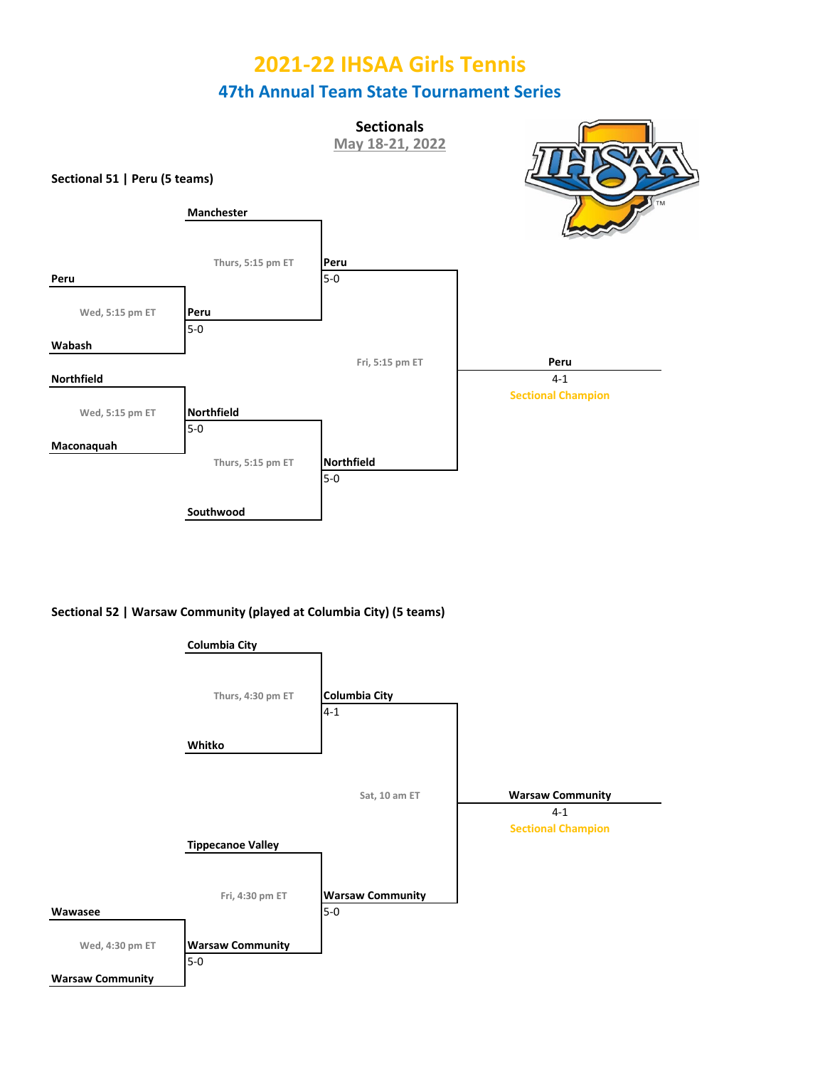# 2021-22 IHSAA Girls Tennis

## 47th Annual Team State Tournament Series

### Sectionals

May 18-21, 2022

**Sectional 51 | Peru (5 teams)**

**Wed, 5:15 pm ET**
- Peru vs. Wabash — **Peru** 5-0
- Northfield vs. Maconaquah — **Northfield** 5-0

**Thurs, 5:15 pm ET**
- Manchester vs. Peru — **Peru** 5-0
- Northfield vs. Southwood — **Northfield** 5-0

**Fri, 5:15 pm ET**
- Peru vs. Northfield — **Peru** 4-1

**Peru** 4-1 — Sectional Champion

**Sectional 52 | Warsaw Community (played at Columbia City) (5 teams)**

**Wed, 4:30 pm ET**
- Wawasee vs. Warsaw Community — **Warsaw Community** 5-0

**Thurs, 4:30 pm ET**
- Columbia City vs. Whitko — **Columbia City** 4-1

**Fri, 4:30 pm ET**
- Tippecanoe Valley vs. Warsaw Community — **Warsaw Community** 5-0

**Sat, 10 am ET**
- Columbia City vs. Warsaw Community — **Warsaw Community** 4-1

**Warsaw Community** 4-1 — Sectional Champion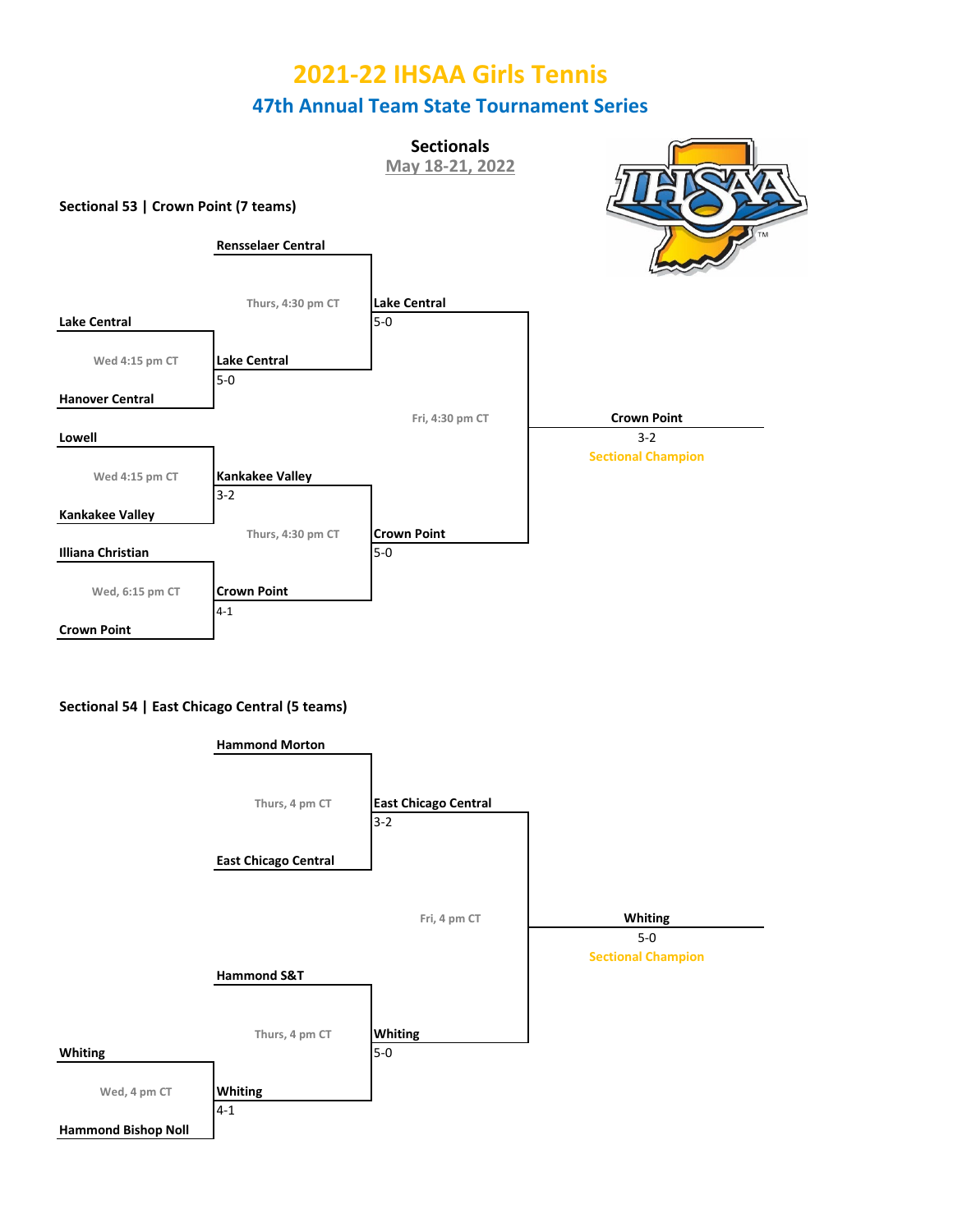# 2021-22 IHSAA Girls Tennis

## 47th Annual Team State Tournament Series

### Sectionals

May 18-21, 2022

**Sectional 53 | Crown Point (7 teams)**

**Wed 4:15 pm CT**
- Lake Central vs. Hanover Central — **Lake Central** 5-0

**Wed 4:15 pm CT**
- Lowell vs. Kankakee Valley — **Kankakee Valley** 3-2

**Wed, 6:15 pm CT**
- Illiana Christian vs. Crown Point — **Crown Point** 4-1

**Thurs, 4:30 pm CT**
- Rensselaer Central vs. Lake Central — **Lake Central** 5-0

**Thurs, 4:30 pm CT**
- Kankakee Valley vs. Crown Point — **Crown Point** 5-0

**Fri, 4:30 pm CT**
- Lake Central vs. Crown Point — **Crown Point** 3-2

**Crown Point** 3-2 — Sectional Champion

**Sectional 54 | East Chicago Central (5 teams)**

**Wed, 4 pm CT**
- Whiting vs. Hammond Bishop Noll — **Whiting** 4-1

**Thurs, 4 pm CT**
- Hammond Morton vs. East Chicago Central — **East Chicago Central** 3-2

**Thurs, 4 pm CT**
- Hammond S&T vs. Whiting — **Whiting** 5-0

**Fri, 4 pm CT**
- East Chicago Central vs. Whiting — **Whiting** 5-0

**Whiting** 5-0 — Sectional Champion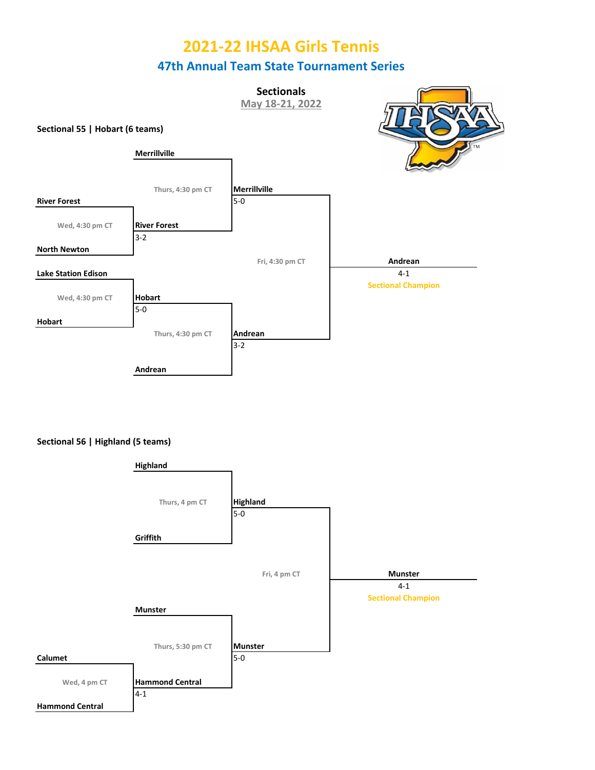# 2021-22 IHSAA Girls Tennis

## 47th Annual Team State Tournament Series

### Sectionals

May 18-21, 2022

**Sectional 55 | Hobart (6 teams)**

**Merrillville**

Thurs, 4:30 pm CT

**Merrillville**
5-0

**River Forest**

Wed, 4:30 pm CT

**River Forest**
3-2

**North Newton**

Fri, 4:30 pm CT

**Andrean**
4-1
Sectional Champion

**Lake Station Edison**

Wed, 4:30 pm CT

**Hobart**
5-0

**Hobart**

Thurs, 4:30 pm CT

**Andrean**
3-2

**Andrean**

**Sectional 56 | Highland (5 teams)**

**Highland**

Thurs, 4 pm CT

**Highland**
5-0

**Griffith**

Fri, 4 pm CT

**Munster**
4-1
Sectional Champion

**Munster**

Thurs, 5:30 pm CT

**Munster**
5-0

**Calumet**

Wed, 4 pm CT

**Hammond Central**
4-1

**Hammond Central**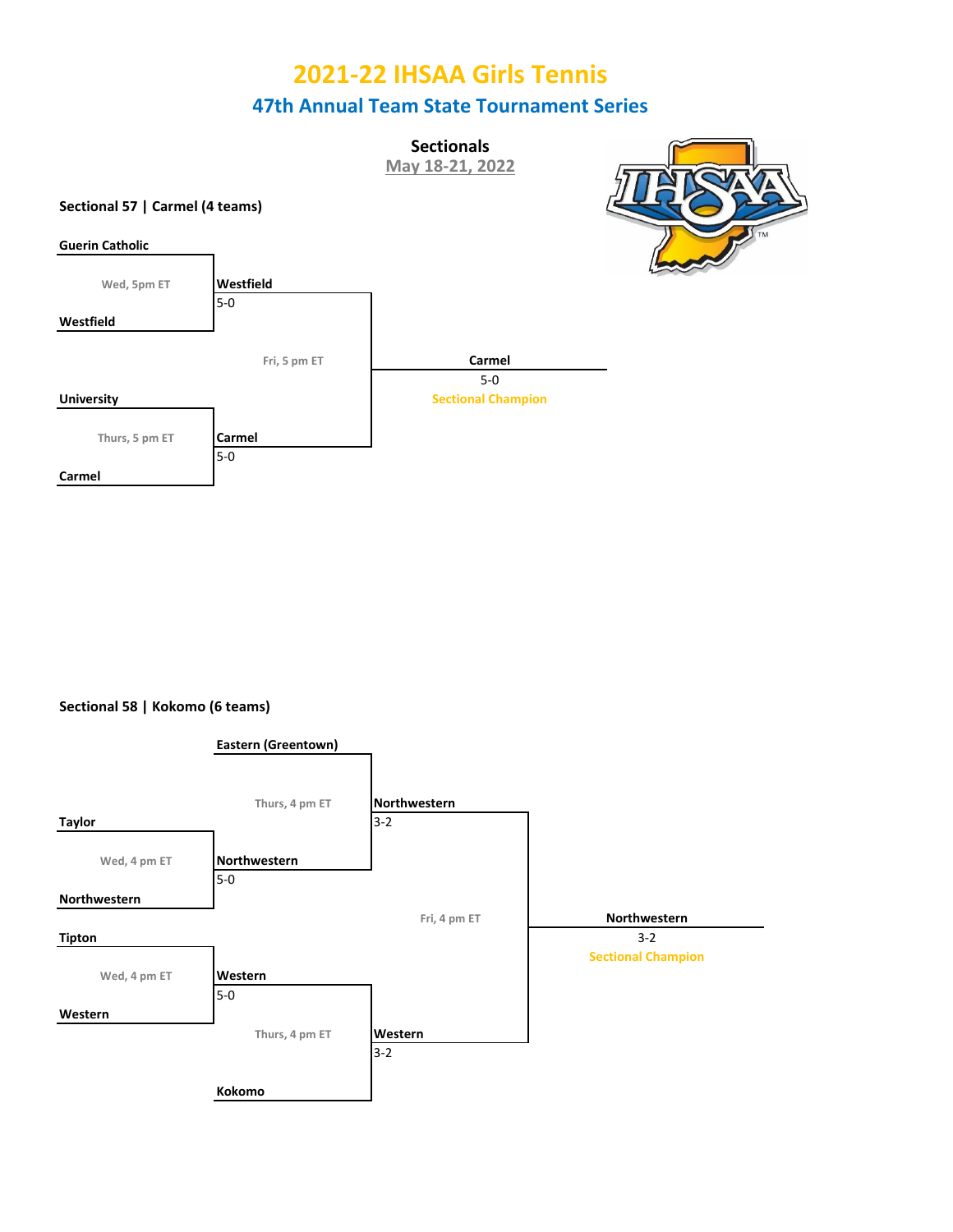# 2021-22 IHSAA Girls Tennis

## 47th Annual Team State Tournament Series

### Sectionals

May 18-21, 2022

**Sectional 57 | Carmel (4 teams)**

| Round 1 | Semifinal | Final |
|---|---|---|
| Guerin Catholic vs. Westfield (Wed, 5pm ET) | Westfield 5-0 | |
| | Fri, 5 pm ET | **Carmel** 5-0 — Sectional Champion |
| University vs. Carmel (Thurs, 5 pm ET) | Carmel 5-0 | |

**Sectional 58 | Kokomo (6 teams)**

| Round 1 | Round 2 | Semifinal | Final |
|---|---|---|---|
| | Eastern (Greentown) vs. Northwestern (Thurs, 4 pm ET) | Northwestern 3-2 | |
| Taylor vs. Northwestern (Wed, 4 pm ET) | Northwestern 5-0 | | |
| | | Fri, 4 pm ET | **Northwestern** 3-2 — Sectional Champion |
| Tipton vs. Western (Wed, 4 pm ET) | Western 5-0 | | |
| | Western vs. Kokomo (Thurs, 4 pm ET) | Western 3-2 | |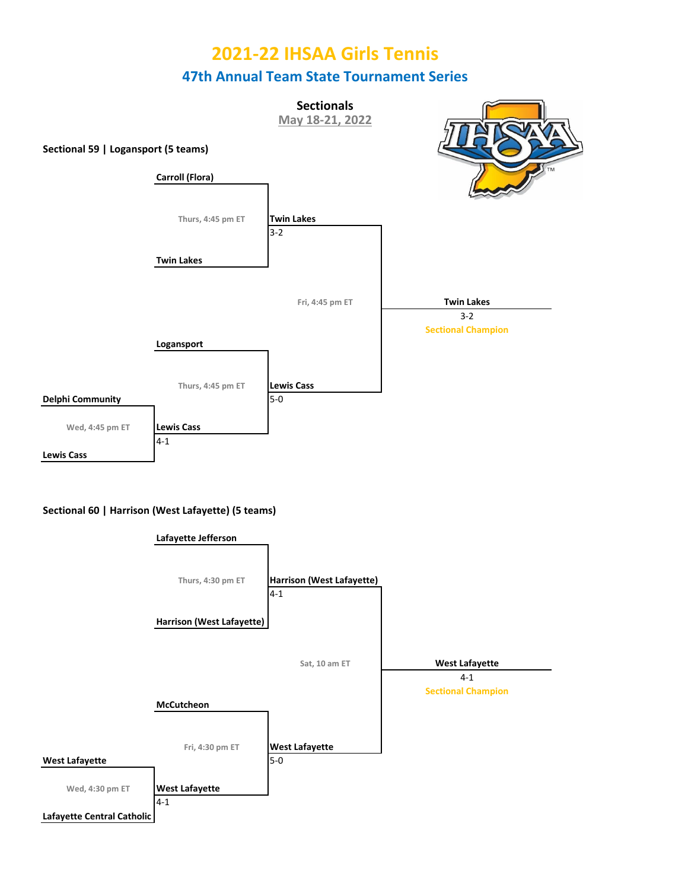# 2021-22 IHSAA Girls Tennis

## 47th Annual Team State Tournament Series

### Sectionals

May 18-21, 2022

**Sectional 59 | Logansport (5 teams)**

| Round | Matchup | Time | Winner | Score |
|---|---|---|---|---|
| First Round | Delphi Community vs. Lewis Cass | Wed, 4:45 pm ET | Lewis Cass | 4-1 |
| Semifinal | Carroll (Flora) vs. Twin Lakes | Thurs, 4:45 pm ET | Twin Lakes | 3-2 |
| Semifinal | Logansport vs. Lewis Cass | Thurs, 4:45 pm ET | Lewis Cass | 5-0 |
| Final | Twin Lakes vs. Lewis Cass | Fri, 4:45 pm ET | Twin Lakes | 3-2 |

**Twin Lakes** 3-2 — Sectional Champion

**Sectional 60 | Harrison (West Lafayette) (5 teams)**

| Round | Matchup | Time | Winner | Score |
|---|---|---|---|---|
| First Round | West Lafayette vs. Lafayette Central Catholic | Wed, 4:30 pm ET | West Lafayette | 4-1 |
| Semifinal | Lafayette Jefferson vs. Harrison (West Lafayette) | Thurs, 4:30 pm ET | Harrison (West Lafayette) | 4-1 |
| Semifinal | McCutcheon vs. West Lafayette | Fri, 4:30 pm ET | West Lafayette | 5-0 |
| Final | Harrison (West Lafayette) vs. West Lafayette | Sat, 10 am ET | West Lafayette | 4-1 |

**West Lafayette** 4-1 — Sectional Champion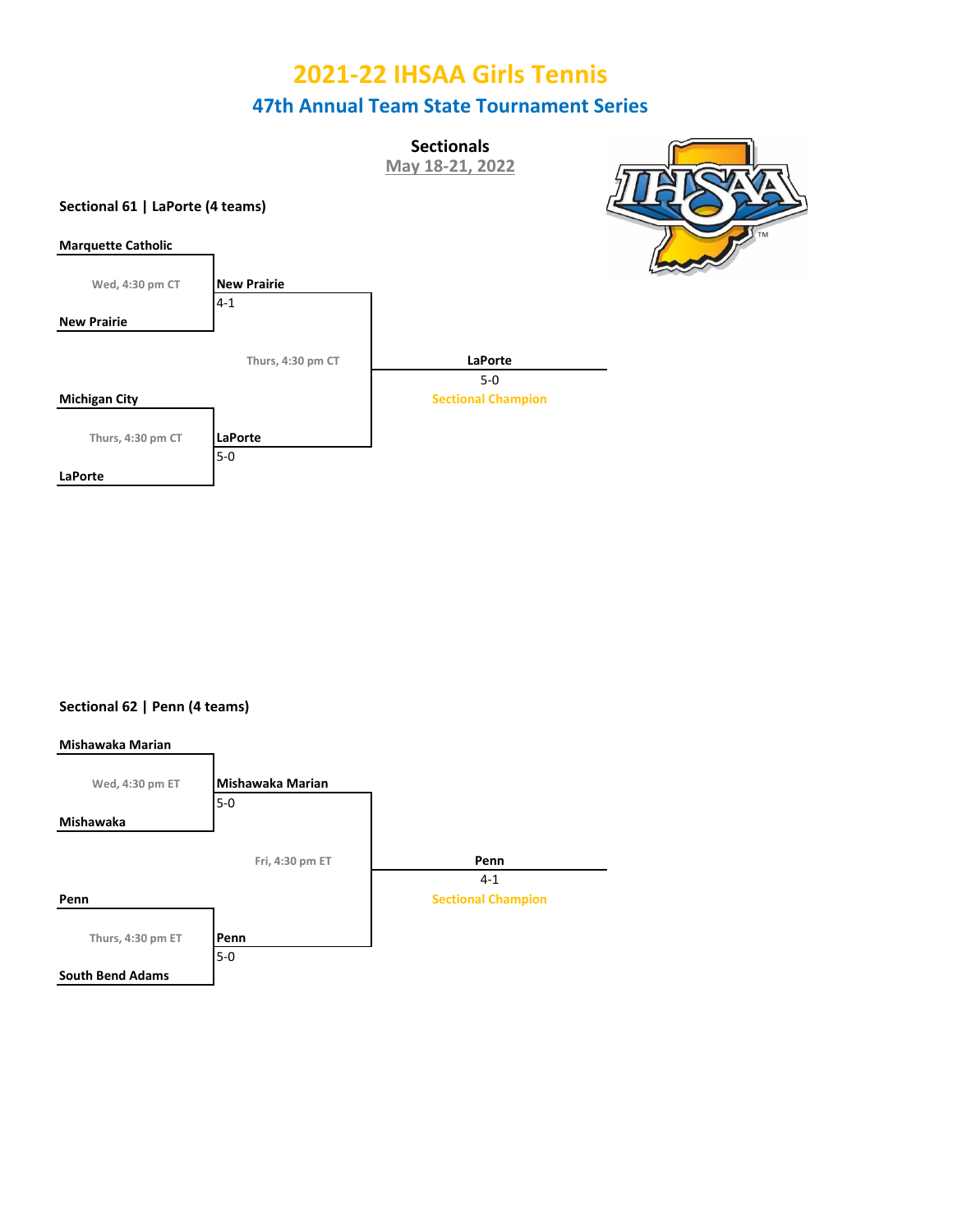# 2021-22 IHSAA Girls Tennis

## 47th Annual Team State Tournament Series

### Sectionals

May 18-21, 2022

**Sectional 61 | LaPorte (4 teams)**

**Marquette Catholic**

Wed, 4:30 pm CT

**New Prairie**

**New Prairie**
4-1

Thurs, 4:30 pm CT

**LaPorte**
5-0
Sectional Champion

**Michigan City**

Thurs, 4:30 pm CT

**LaPorte**

**LaPorte**
5-0

**Sectional 62 | Penn (4 teams)**

**Mishawaka Marian**

Wed, 4:30 pm ET

**Mishawaka**

**Mishawaka Marian**
5-0

Fri, 4:30 pm ET

**Penn**
4-1
Sectional Champion

**Penn**

Thurs, 4:30 pm ET

**South Bend Adams**

**Penn**
5-0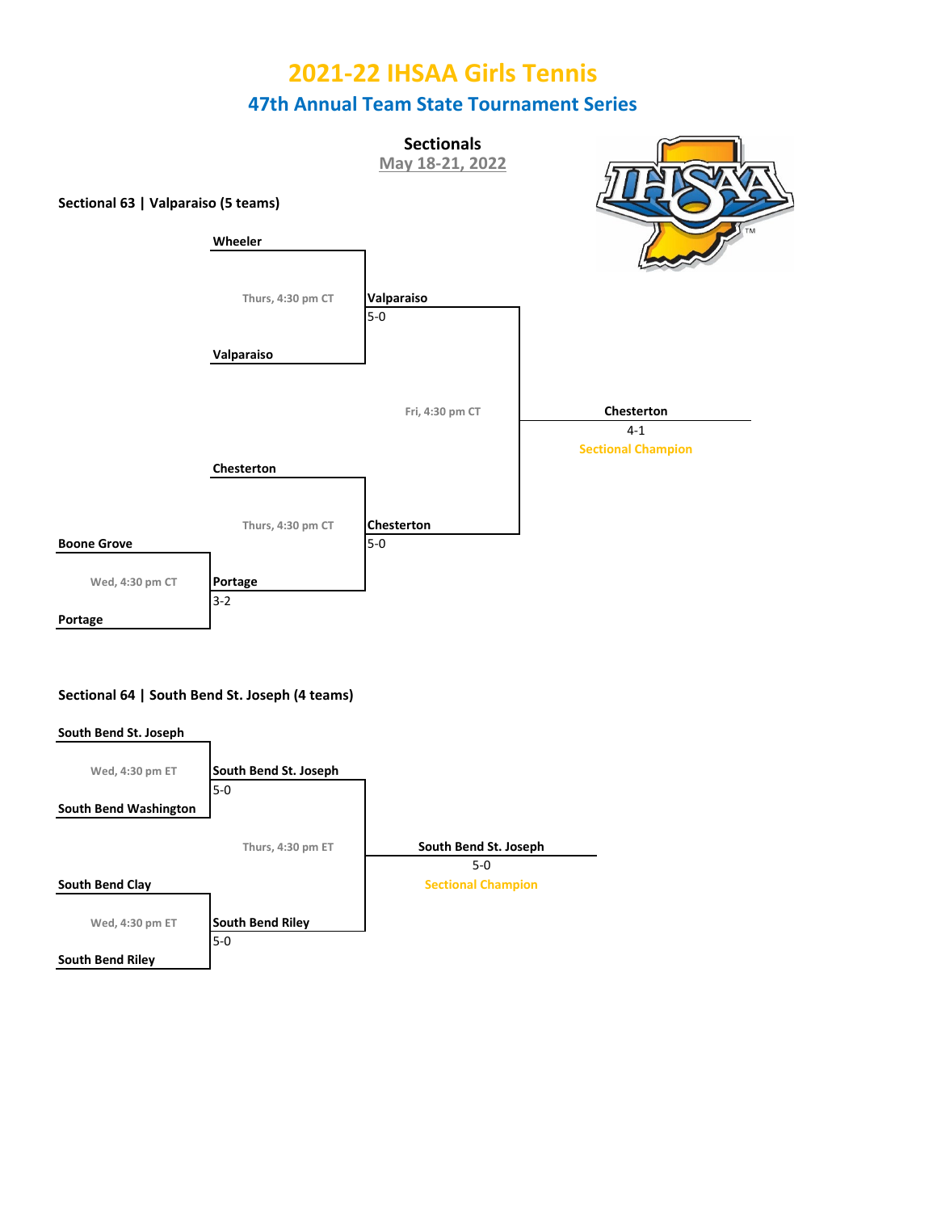# 2021-22 IHSAA Girls Tennis

## 47th Annual Team State Tournament Series

### Sectionals

May 18-21, 2022

**Sectional 63 | Valparaiso (5 teams)**

Wheeler

Thurs, 4:30 pm CT

Valparaiso

Valparaiso

5-0

Fri, 4:30 pm CT

Chesterton

4-1

Sectional Champion

Chesterton

Thurs, 4:30 pm CT

Chesterton

5-0

Boone Grove

Wed, 4:30 pm CT

Portage

3-2

Portage

**Sectional 64 | South Bend St. Joseph (4 teams)**

South Bend St. Joseph

Wed, 4:30 pm ET

South Bend St. Joseph

5-0

South Bend Washington

Thurs, 4:30 pm ET

South Bend St. Joseph

5-0

Sectional Champion

South Bend Clay

Wed, 4:30 pm ET

South Bend Riley

5-0

South Bend Riley